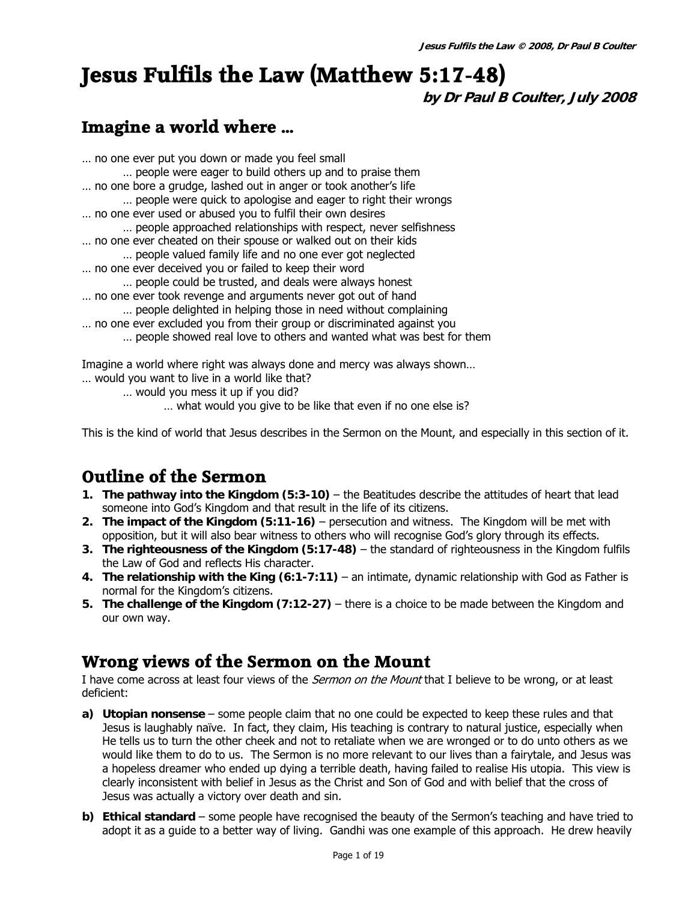# Jesus Fulfils the Law (Matthew 5:17-48)

**by Dr Paul B Coulter, July 2008**

## Imagine a world where …

… no one ever put you down or made you feel small
  … people were eager to build others up and to praise them
… no one bore a grudge, lashed out in anger or took another's life
  … people were quick to apologise and eager to right their wrongs
… no one ever used or abused you to fulfil their own desires
  … people approached relationships with respect, never selfishness
… no one ever cheated on their spouse or walked out on their kids
  … people valued family life and no one ever got neglected
… no one ever deceived you or failed to keep their word
  … people could be trusted, and deals were always honest
… no one ever took revenge and arguments never got out of hand
  … people delighted in helping those in need without complaining
… no one ever excluded you from their group or discriminated against you
  … people showed real love to others and wanted what was best for them

Imagine a world where right was always done and mercy was always shown…
… would you want to live in a world like that?
  … would you mess it up if you did?
    … what would you give to be like that even if no one else is?

This is the kind of world that Jesus describes in the Sermon on the Mount, and especially in this section of it.

## Outline of the Sermon

1. **The pathway into the Kingdom (5:3-10)** – the Beatitudes describe the attitudes of heart that lead someone into God's Kingdom and that result in the life of its citizens.
2. **The impact of the Kingdom (5:11-16)** – persecution and witness. The Kingdom will be met with opposition, but it will also bear witness to others who will recognise God's glory through its effects.
3. **The righteousness of the Kingdom (5:17-48)** – the standard of righteousness in the Kingdom fulfils the Law of God and reflects His character.
4. **The relationship with the King (6:1-7:11)** – an intimate, dynamic relationship with God as Father is normal for the Kingdom's citizens.
5. **The challenge of the Kingdom (7:12-27)** – there is a choice to be made between the Kingdom and our own way.

## Wrong views of the Sermon on the Mount

I have come across at least four views of the *Sermon on the Mount* that I believe to be wrong, or at least deficient:

a) **Utopian nonsense** – some people claim that no one could be expected to keep these rules and that Jesus is laughably naïve. In fact, they claim, His teaching is contrary to natural justice, especially when He tells us to turn the other cheek and not to retaliate when we are wronged or to do unto others as we would like them to do to us. The Sermon is no more relevant to our lives than a fairytale, and Jesus was a hopeless dreamer who ended up dying a terrible death, having failed to realise His utopia. This view is clearly inconsistent with belief in Jesus as the Christ and Son of God and with belief that the cross of Jesus was actually a victory over death and sin.

b) **Ethical standard** – some people have recognised the beauty of the Sermon's teaching and have tried to adopt it as a guide to a better way of living. Gandhi was one example of this approach. He drew heavily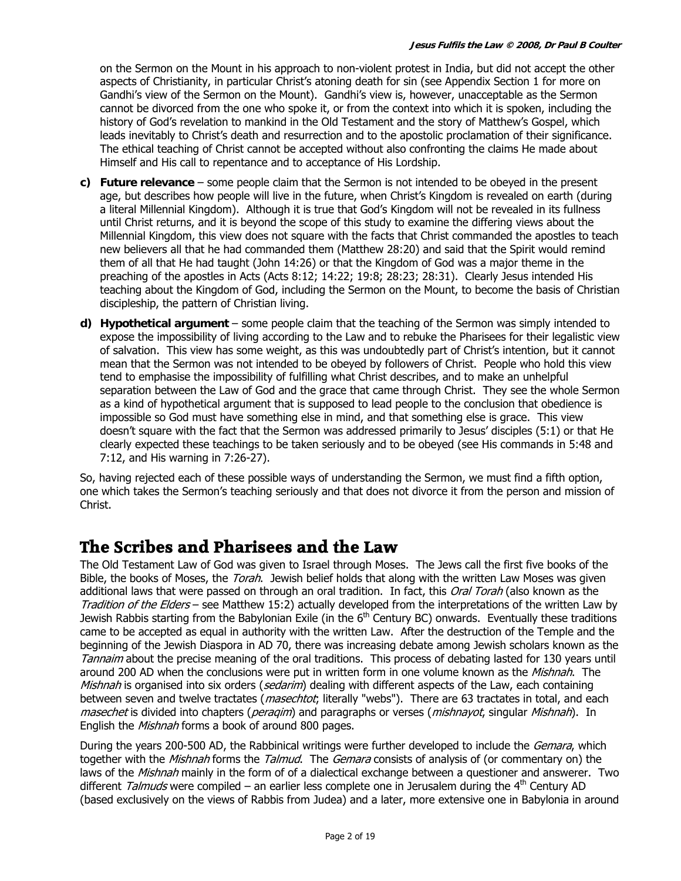on the Sermon on the Mount in his approach to non-violent protest in India, but did not accept the other aspects of Christianity, in particular Christ's atoning death for sin (see Appendix Section 1 for more on Gandhi's view of the Sermon on the Mount). Gandhi's view is, however, unacceptable as the Sermon cannot be divorced from the one who spoke it, or from the context into which it is spoken, including the history of God's revelation to mankind in the Old Testament and the story of Matthew's Gospel, which leads inevitably to Christ's death and resurrection and to the apostolic proclamation of their significance. The ethical teaching of Christ cannot be accepted without also confronting the claims He made about Himself and His call to repentance and to acceptance of His Lordship.

**c) Future relevance** – some people claim that the Sermon is not intended to be obeyed in the present age, but describes how people will live in the future, when Christ's Kingdom is revealed on earth (during a literal Millennial Kingdom). Although it is true that God's Kingdom will not be revealed in its fullness until Christ returns, and it is beyond the scope of this study to examine the differing views about the Millennial Kingdom, this view does not square with the facts that Christ commanded the apostles to teach new believers all that he had commanded them (Matthew 28:20) and said that the Spirit would remind them of all that He had taught (John 14:26) or that the Kingdom of God was a major theme in the preaching of the apostles in Acts (Acts 8:12; 14:22; 19:8; 28:23; 28:31). Clearly Jesus intended His teaching about the Kingdom of God, including the Sermon on the Mount, to become the basis of Christian discipleship, the pattern of Christian living.

**d) Hypothetical argument** – some people claim that the teaching of the Sermon was simply intended to expose the impossibility of living according to the Law and to rebuke the Pharisees for their legalistic view of salvation. This view has some weight, as this was undoubtedly part of Christ's intention, but it cannot mean that the Sermon was not intended to be obeyed by followers of Christ. People who hold this view tend to emphasise the impossibility of fulfilling what Christ describes, and to make an unhelpful separation between the Law of God and the grace that came through Christ. They see the whole Sermon as a kind of hypothetical argument that is supposed to lead people to the conclusion that obedience is impossible so God must have something else in mind, and that something else is grace. This view doesn't square with the fact that the Sermon was addressed primarily to Jesus' disciples (5:1) or that He clearly expected these teachings to be taken seriously and to be obeyed (see His commands in 5:48 and 7:12, and His warning in 7:26-27).

So, having rejected each of these possible ways of understanding the Sermon, we must find a fifth option, one which takes the Sermon's teaching seriously and that does not divorce it from the person and mission of Christ.

## The Scribes and Pharisees and the Law

The Old Testament Law of God was given to Israel through Moses. The Jews call the first five books of the Bible, the books of Moses, the *Torah*. Jewish belief holds that along with the written Law Moses was given additional laws that were passed on through an oral tradition. In fact, this *Oral Torah* (also known as the *Tradition of the Elders* – see Matthew 15:2) actually developed from the interpretations of the written Law by Jewish Rabbis starting from the Babylonian Exile (in the 6th Century BC) onwards. Eventually these traditions came to be accepted as equal in authority with the written Law. After the destruction of the Temple and the beginning of the Jewish Diaspora in AD 70, there was increasing debate among Jewish scholars known as the *Tannaim* about the precise meaning of the oral traditions. This process of debating lasted for 130 years until around 200 AD when the conclusions were put in written form in one volume known as the *Mishnah*. The *Mishnah* is organised into six orders (*sedarim*) dealing with different aspects of the Law, each containing between seven and twelve tractates (*masechtot*; literally "webs"). There are 63 tractates in total, and each *masechet* is divided into chapters (*peraqim*) and paragraphs or verses (*mishnayot*, singular *Mishnah*). In English the *Mishnah* forms a book of around 800 pages.

During the years 200-500 AD, the Rabbinical writings were further developed to include the *Gemara*, which together with the *Mishnah* forms the *Talmud*. The *Gemara* consists of analysis of (or commentary on) the laws of the *Mishnah* mainly in the form of of a dialectical exchange between a questioner and answerer. Two different *Talmuds* were compiled – an earlier less complete one in Jerusalem during the 4th Century AD (based exclusively on the views of Rabbis from Judea) and a later, more extensive one in Babylonia in around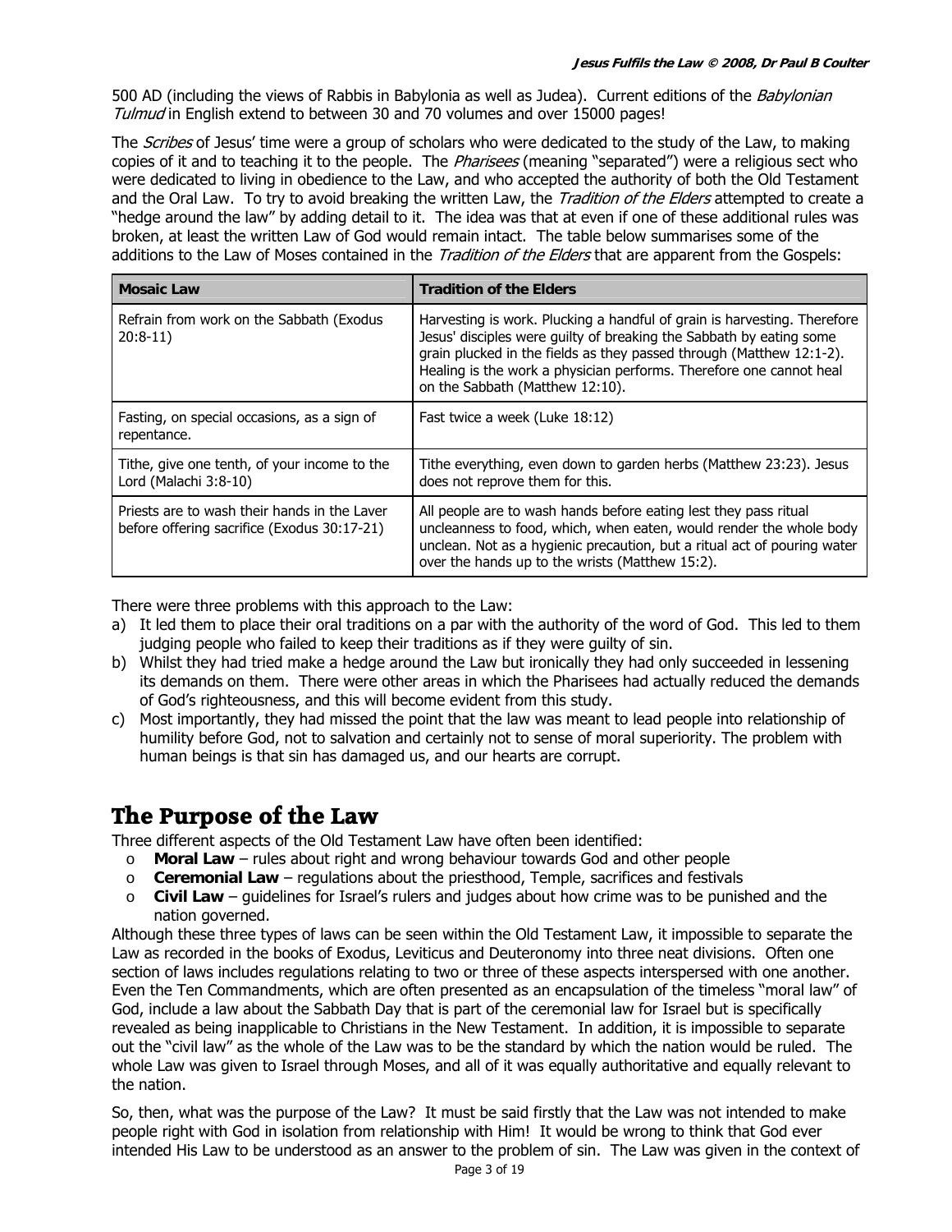500 AD (including the views of Rabbis in Babylonia as well as Judea). Current editions of the *Babylonian Tulmud* in English extend to between 30 and 70 volumes and over 15000 pages!

The *Scribes* of Jesus' time were a group of scholars who were dedicated to the study of the Law, to making copies of it and to teaching it to the people. The *Pharisees* (meaning "separated") were a religious sect who were dedicated to living in obedience to the Law, and who accepted the authority of both the Old Testament and the Oral Law. To try to avoid breaking the written Law, the *Tradition of the Elders* attempted to create a "hedge around the law" by adding detail to it. The idea was that at even if one of these additional rules was broken, at least the written Law of God would remain intact. The table below summarises some of the additions to the Law of Moses contained in the *Tradition of the Elders* that are apparent from the Gospels:

| Mosaic Law | Tradition of the Elders |
|---|---|
| Refrain from work on the Sabbath (Exodus 20:8-11) | Harvesting is work. Plucking a handful of grain is harvesting. Therefore Jesus' disciples were guilty of breaking the Sabbath by eating some grain plucked in the fields as they passed through (Matthew 12:1-2). Healing is the work a physician performs. Therefore one cannot heal on the Sabbath (Matthew 12:10). |
| Fasting, on special occasions, as a sign of repentance. | Fast twice a week (Luke 18:12) |
| Tithe, give one tenth, of your income to the Lord (Malachi 3:8-10) | Tithe everything, even down to garden herbs (Matthew 23:23). Jesus does not reprove them for this. |
| Priests are to wash their hands in the Laver before offering sacrifice (Exodus 30:17-21) | All people are to wash hands before eating lest they pass ritual uncleanness to food, which, when eaten, would render the whole body unclean. Not as a hygienic precaution, but a ritual act of pouring water over the hands up to the wrists (Matthew 15:2). |

There were three problems with this approach to the Law:

a) It led them to place their oral traditions on a par with the authority of the word of God. This led to them judging people who failed to keep their traditions as if they were guilty of sin.
b) Whilst they had tried make a hedge around the Law but ironically they had only succeeded in lessening its demands on them. There were other areas in which the Pharisees had actually reduced the demands of God's righteousness, and this will become evident from this study.
c) Most importantly, they had missed the point that the law was meant to lead people into relationship of humility before God, not to salvation and certainly not to sense of moral superiority. The problem with human beings is that sin has damaged us, and our hearts are corrupt.

## The Purpose of the Law

Three different aspects of the Old Testament Law have often been identified:

- **Moral Law** – rules about right and wrong behaviour towards God and other people
- **Ceremonial Law** – regulations about the priesthood, Temple, sacrifices and festivals
- **Civil Law** – guidelines for Israel's rulers and judges about how crime was to be punished and the nation governed.

Although these three types of laws can be seen within the Old Testament Law, it impossible to separate the Law as recorded in the books of Exodus, Leviticus and Deuteronomy into three neat divisions. Often one section of laws includes regulations relating to two or three of these aspects interspersed with one another. Even the Ten Commandments, which are often presented as an encapsulation of the timeless "moral law" of God, include a law about the Sabbath Day that is part of the ceremonial law for Israel but is specifically revealed as being inapplicable to Christians in the New Testament. In addition, it is impossible to separate out the "civil law" as the whole of the Law was to be the standard by which the nation would be ruled. The whole Law was given to Israel through Moses, and all of it was equally authoritative and equally relevant to the nation.

So, then, what was the purpose of the Law? It must be said firstly that the Law was not intended to make people right with God in isolation from relationship with Him! It would be wrong to think that God ever intended His Law to be understood as an answer to the problem of sin. The Law was given in the context of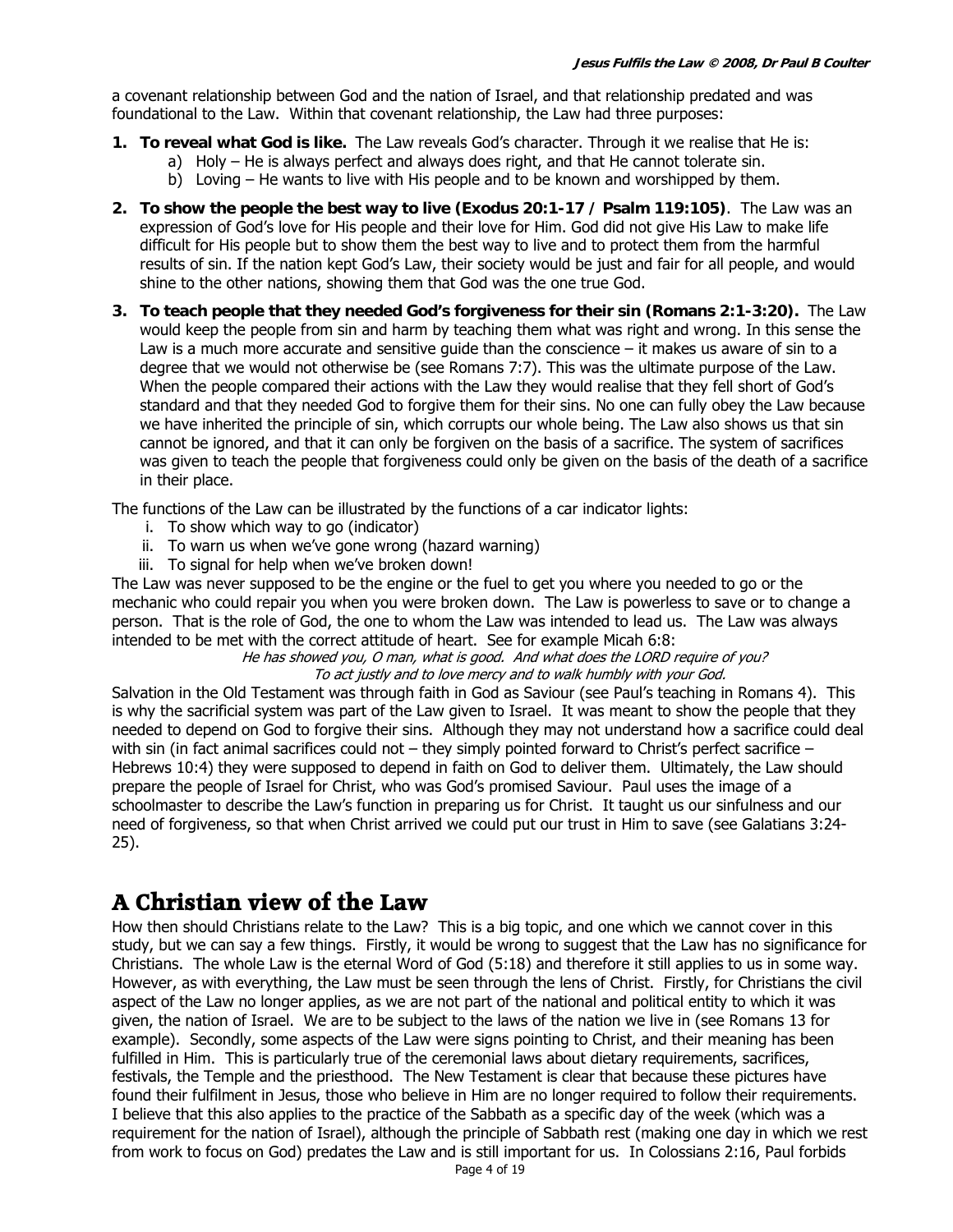a covenant relationship between God and the nation of Israel, and that relationship predated and was foundational to the Law. Within that covenant relationship, the Law had three purposes:

1. **To reveal what God is like.** The Law reveals God's character. Through it we realise that He is:
   a) Holy – He is always perfect and always does right, and that He cannot tolerate sin.
   b) Loving – He wants to live with His people and to be known and worshipped by them.
2. **To show the people the best way to live (Exodus 20:1-17 / Psalm 119:105)**. The Law was an expression of God's love for His people and their love for Him. God did not give His Law to make life difficult for His people but to show them the best way to live and to protect them from the harmful results of sin. If the nation kept God's Law, their society would be just and fair for all people, and would shine to the other nations, showing them that God was the one true God.
3. **To teach people that they needed God's forgiveness for their sin (Romans 2:1-3:20).** The Law would keep the people from sin and harm by teaching them what was right and wrong. In this sense the Law is a much more accurate and sensitive guide than the conscience – it makes us aware of sin to a degree that we would not otherwise be (see Romans 7:7). This was the ultimate purpose of the Law. When the people compared their actions with the Law they would realise that they fell short of God's standard and that they needed God to forgive them for their sins. No one can fully obey the Law because we have inherited the principle of sin, which corrupts our whole being. The Law also shows us that sin cannot be ignored, and that it can only be forgiven on the basis of a sacrifice. The system of sacrifices was given to teach the people that forgiveness could only be given on the basis of the death of a sacrifice in their place.

The functions of the Law can be illustrated by the functions of a car indicator lights:

i. To show which way to go (indicator)
ii. To warn us when we've gone wrong (hazard warning)
iii. To signal for help when we've broken down!

The Law was never supposed to be the engine or the fuel to get you where you needed to go or the mechanic who could repair you when you were broken down. The Law is powerless to save or to change a person. That is the role of God, the one to whom the Law was intended to lead us. The Law was always intended to be met with the correct attitude of heart. See for example Micah 6:8:

*He has showed you, O man, what is good. And what does the LORD require of you?*
*To act justly and to love mercy and to walk humbly with your God.*

Salvation in the Old Testament was through faith in God as Saviour (see Paul's teaching in Romans 4). This is why the sacrificial system was part of the Law given to Israel. It was meant to show the people that they needed to depend on God to forgive their sins. Although they may not understand how a sacrifice could deal with sin (in fact animal sacrifices could not – they simply pointed forward to Christ's perfect sacrifice – Hebrews 10:4) they were supposed to depend in faith on God to deliver them. Ultimately, the Law should prepare the people of Israel for Christ, who was God's promised Saviour. Paul uses the image of a schoolmaster to describe the Law's function in preparing us for Christ. It taught us our sinfulness and our need of forgiveness, so that when Christ arrived we could put our trust in Him to save (see Galatians 3:24-25).

# A Christian view of the Law

How then should Christians relate to the Law? This is a big topic, and one which we cannot cover in this study, but we can say a few things. Firstly, it would be wrong to suggest that the Law has no significance for Christians. The whole Law is the eternal Word of God (5:18) and therefore it still applies to us in some way. However, as with everything, the Law must be seen through the lens of Christ. Firstly, for Christians the civil aspect of the Law no longer applies, as we are not part of the national and political entity to which it was given, the nation of Israel. We are to be subject to the laws of the nation we live in (see Romans 13 for example). Secondly, some aspects of the Law were signs pointing to Christ, and their meaning has been fulfilled in Him. This is particularly true of the ceremonial laws about dietary requirements, sacrifices, festivals, the Temple and the priesthood. The New Testament is clear that because these pictures have found their fulfilment in Jesus, those who believe in Him are no longer required to follow their requirements. I believe that this also applies to the practice of the Sabbath as a specific day of the week (which was a requirement for the nation of Israel), although the principle of Sabbath rest (making one day in which we rest from work to focus on God) predates the Law and is still important for us. In Colossians 2:16, Paul forbids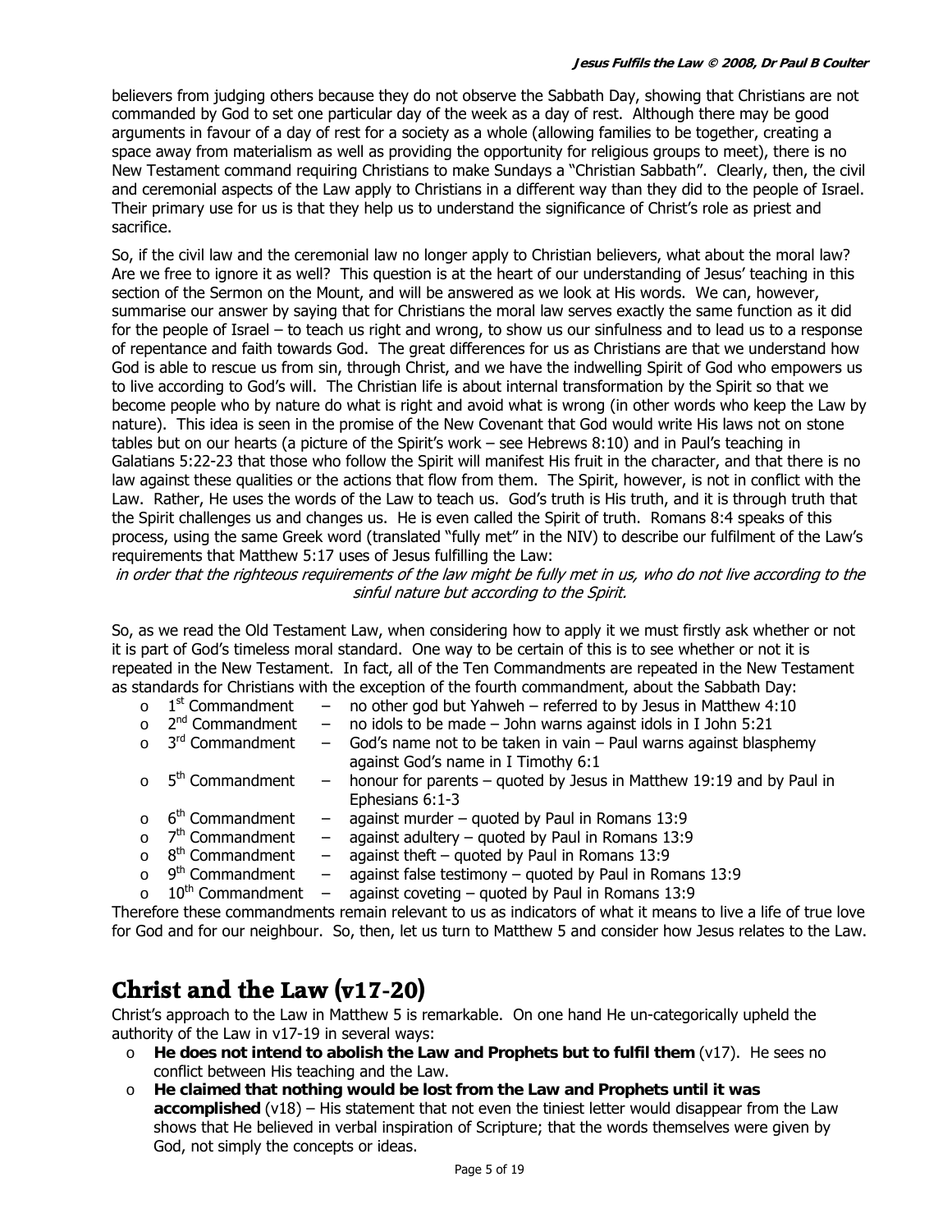believers from judging others because they do not observe the Sabbath Day, showing that Christians are not commanded by God to set one particular day of the week as a day of rest. Although there may be good arguments in favour of a day of rest for a society as a whole (allowing families to be together, creating a space away from materialism as well as providing the opportunity for religious groups to meet), there is no New Testament command requiring Christians to make Sundays a "Christian Sabbath". Clearly, then, the civil and ceremonial aspects of the Law apply to Christians in a different way than they did to the people of Israel. Their primary use for us is that they help us to understand the significance of Christ's role as priest and sacrifice.

So, if the civil law and the ceremonial law no longer apply to Christian believers, what about the moral law? Are we free to ignore it as well? This question is at the heart of our understanding of Jesus' teaching in this section of the Sermon on the Mount, and will be answered as we look at His words. We can, however, summarise our answer by saying that for Christians the moral law serves exactly the same function as it did for the people of Israel – to teach us right and wrong, to show us our sinfulness and to lead us to a response of repentance and faith towards God. The great differences for us as Christians are that we understand how God is able to rescue us from sin, through Christ, and we have the indwelling Spirit of God who empowers us to live according to God's will. The Christian life is about internal transformation by the Spirit so that we become people who by nature do what is right and avoid what is wrong (in other words who keep the Law by nature). This idea is seen in the promise of the New Covenant that God would write His laws not on stone tables but on our hearts (a picture of the Spirit's work – see Hebrews 8:10) and in Paul's teaching in Galatians 5:22-23 that those who follow the Spirit will manifest His fruit in the character, and that there is no law against these qualities or the actions that flow from them. The Spirit, however, is not in conflict with the Law. Rather, He uses the words of the Law to teach us. God's truth is His truth, and it is through truth that the Spirit challenges us and changes us. He is even called the Spirit of truth. Romans 8:4 speaks of this process, using the same Greek word (translated "fully met" in the NIV) to describe our fulfilment of the Law's requirements that Matthew 5:17 uses of Jesus fulfilling the Law:

*in order that the righteous requirements of the law might be fully met in us, who do not live according to the sinful nature but according to the Spirit.*

So, as we read the Old Testament Law, when considering how to apply it we must firstly ask whether or not it is part of God's timeless moral standard. One way to be certain of this is to see whether or not it is repeated in the New Testament. In fact, all of the Ten Commandments are repeated in the New Testament as standards for Christians with the exception of the fourth commandment, about the Sabbath Day:

- 1st Commandment – no other god but Yahweh – referred to by Jesus in Matthew 4:10
- 2nd Commandment – no idols to be made – John warns against idols in I John 5:21
- 3rd Commandment – God's name not to be taken in vain – Paul warns against blasphemy against God's name in I Timothy 6:1
- 5th Commandment – honour for parents – quoted by Jesus in Matthew 19:19 and by Paul in Ephesians 6:1-3
- 6th Commandment – against murder – quoted by Paul in Romans 13:9
- 7th Commandment – against adultery – quoted by Paul in Romans 13:9
- 8th Commandment – against theft – quoted by Paul in Romans 13:9
- 9th Commandment – against false testimony – quoted by Paul in Romans 13:9
- 10th Commandment – against coveting – quoted by Paul in Romans 13:9

Therefore these commandments remain relevant to us as indicators of what it means to live a life of true love for God and for our neighbour. So, then, let us turn to Matthew 5 and consider how Jesus relates to the Law.

## Christ and the Law (v17-20)

Christ's approach to the Law in Matthew 5 is remarkable. On one hand He un-categorically upheld the authority of the Law in v17-19 in several ways:

- **He does not intend to abolish the Law and Prophets but to fulfil them** (v17). He sees no conflict between His teaching and the Law.
- **He claimed that nothing would be lost from the Law and Prophets until it was accomplished** (v18) – His statement that not even the tiniest letter would disappear from the Law shows that He believed in verbal inspiration of Scripture; that the words themselves were given by God, not simply the concepts or ideas.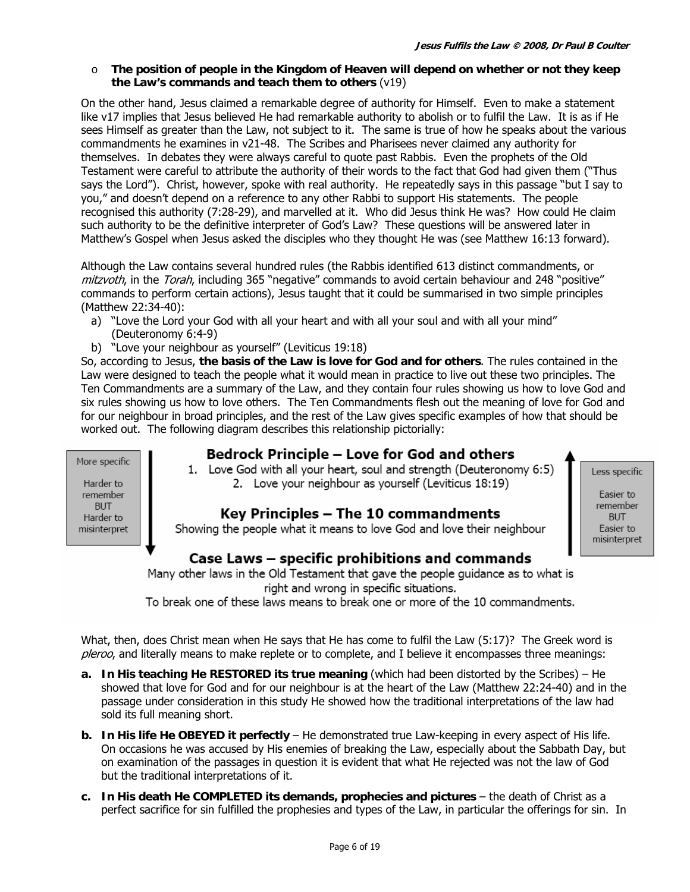- **The position of people in the Kingdom of Heaven will depend on whether or not they keep the Law's commands and teach them to others** (v19)

On the other hand, Jesus claimed a remarkable degree of authority for Himself. Even to make a statement like v17 implies that Jesus believed He had remarkable authority to abolish or to fulfil the Law. It is as if He sees Himself as greater than the Law, not subject to it. The same is true of how he speaks about the various commandments he examines in v21-48. The Scribes and Pharisees never claimed any authority for themselves. In debates they were always careful to quote past Rabbis. Even the prophets of the Old Testament were careful to attribute the authority of their words to the fact that God had given them ("Thus says the Lord"). Christ, however, spoke with real authority. He repeatedly says in this passage "but I say to you," and doesn't depend on a reference to any other Rabbi to support His statements. The people recognised this authority (7:28-29), and marvelled at it. Who did Jesus think He was? How could He claim such authority to be the definitive interpreter of God's Law? These questions will be answered later in Matthew's Gospel when Jesus asked the disciples who they thought He was (see Matthew 16:13 forward).

Although the Law contains several hundred rules (the Rabbis identified 613 distinct commandments, or *mitzvoth*, in the *Torah*, including 365 "negative" commands to avoid certain behaviour and 248 "positive" commands to perform certain actions), Jesus taught that it could be summarised in two simple principles (Matthew 22:34-40):

a) "Love the Lord your God with all your heart and with all your soul and with all your mind" (Deuteronomy 6:4-9)
b) "Love your neighbour as yourself" (Leviticus 19:18)

So, according to Jesus, **the basis of the Law is love for God and for others**. The rules contained in the Law were designed to teach the people what it would mean in practice to live out these two principles. The Ten Commandments are a summary of the Law, and they contain four rules showing us how to love God and six rules showing us how to love others. The Ten Commandments flesh out the meaning of love for God and for our neighbour in broad principles, and the rest of the Law gives specific examples of how that should be worked out. The following diagram describes this relationship pictorially:

| More specific<br><br>Harder to remember<br>BUT<br>Harder to misinterpret (↓) | | Less specific<br><br>Easier to remember<br>BUT<br>Easier to misinterpret (↑) |
|---|---|---|
| | **Bedrock Principle – Love for God and others**<br>1. Love God with all your heart, soul and strength (Deuteronomy 6:5)<br>2. Love your neighbour as yourself (Leviticus 18:19) | |
| | **Key Principles – The 10 commandments**<br>Showing the people what it means to love God and love their neighbour | |
| | **Case Laws – specific prohibitions and commands**<br>Many other laws in the Old Testament that gave the people guidance as to what is right and wrong in specific situations.<br>To break one of these laws means to break one or more of the 10 commandments. | |

What, then, does Christ mean when He says that He has come to fulfil the Law (5:17)? The Greek word is *pleroo*, and literally means to make replete or to complete, and I believe it encompasses three meanings:

**a. In His teaching He RESTORED its true meaning** (which had been distorted by the Scribes) – He showed that love for God and for our neighbour is at the heart of the Law (Matthew 22:24-40) and in the passage under consideration in this study He showed how the traditional interpretations of the law had sold its full meaning short.

**b. In His life He OBEYED it perfectly** – He demonstrated true Law-keeping in every aspect of His life. On occasions he was accused by His enemies of breaking the Law, especially about the Sabbath Day, but on examination of the passages in question it is evident that what He rejected was not the law of God but the traditional interpretations of it.

**c. In His death He COMPLETED its demands, prophecies and pictures** – the death of Christ as a perfect sacrifice for sin fulfilled the prophesies and types of the Law, in particular the offerings for sin. In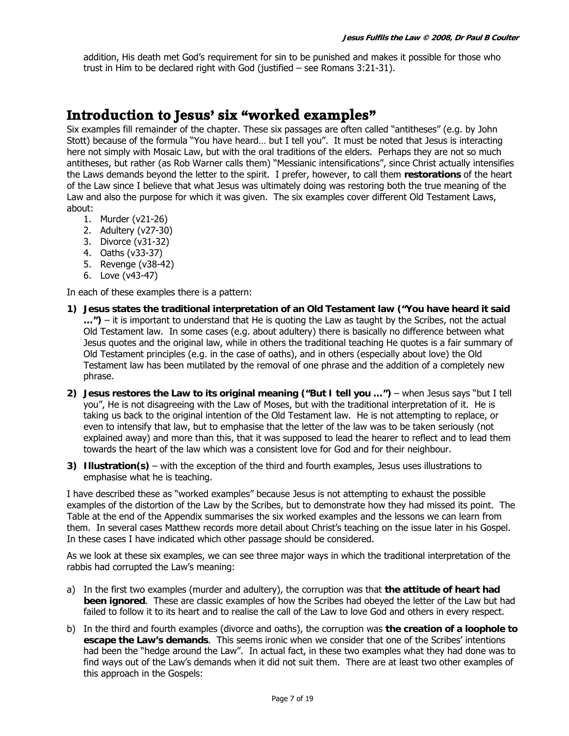addition, His death met God's requirement for sin to be punished and makes it possible for those who trust in Him to be declared right with God (justified – see Romans 3:21-31).

## Introduction to Jesus' six "worked examples"

Six examples fill remainder of the chapter. These six passages are often called "antitheses" (e.g. by John Stott) because of the formula "You have heard… but I tell you". It must be noted that Jesus is interacting here not simply with Mosaic Law, but with the oral traditions of the elders. Perhaps they are not so much antitheses, but rather (as Rob Warner calls them) "Messianic intensifications", since Christ actually intensifies the Laws demands beyond the letter to the spirit. I prefer, however, to call them **restorations** of the heart of the Law since I believe that what Jesus was ultimately doing was restoring both the true meaning of the Law and also the purpose for which it was given. The six examples cover different Old Testament Laws, about:

1. Murder (v21-26)
2. Adultery (v27-30)
3. Divorce (v31-32)
4. Oaths (v33-37)
5. Revenge (v38-42)
6. Love (v43-47)

In each of these examples there is a pattern:

1) **Jesus states the traditional interpretation of an Old Testament law ("You have heard it said …")** – it is important to understand that He is quoting the Law as taught by the Scribes, not the actual Old Testament law. In some cases (e.g. about adultery) there is basically no difference between what Jesus quotes and the original law, while in others the traditional teaching He quotes is a fair summary of Old Testament principles (e.g. in the case of oaths), and in others (especially about love) the Old Testament law has been mutilated by the removal of one phrase and the addition of a completely new phrase.
2) **Jesus restores the Law to its original meaning ("But I tell you …")** – when Jesus says "but I tell you", He is not disagreeing with the Law of Moses, but with the traditional interpretation of it. He is taking us back to the original intention of the Old Testament law. He is not attempting to replace, or even to intensify that law, but to emphasise that the letter of the law was to be taken seriously (not explained away) and more than this, that it was supposed to lead the hearer to reflect and to lead them towards the heart of the law which was a consistent love for God and for their neighbour.
3) **Illustration(s)** – with the exception of the third and fourth examples, Jesus uses illustrations to emphasise what he is teaching.

I have described these as "worked examples" because Jesus is not attempting to exhaust the possible examples of the distortion of the Law by the Scribes, but to demonstrate how they had missed its point. The Table at the end of the Appendix summarises the six worked examples and the lessons we can learn from them. In several cases Matthew records more detail about Christ's teaching on the issue later in his Gospel. In these cases I have indicated which other passage should be considered.

As we look at these six examples, we can see three major ways in which the traditional interpretation of the rabbis had corrupted the Law's meaning:

a) In the first two examples (murder and adultery), the corruption was that **the attitude of heart had been ignored**. These are classic examples of how the Scribes had obeyed the letter of the Law but had failed to follow it to its heart and to realise the call of the Law to love God and others in every respect.
b) In the third and fourth examples (divorce and oaths), the corruption was **the creation of a loophole to escape the Law's demands**. This seems ironic when we consider that one of the Scribes' intentions had been the "hedge around the Law". In actual fact, in these two examples what they had done was to find ways out of the Law's demands when it did not suit them. There are at least two other examples of this approach in the Gospels: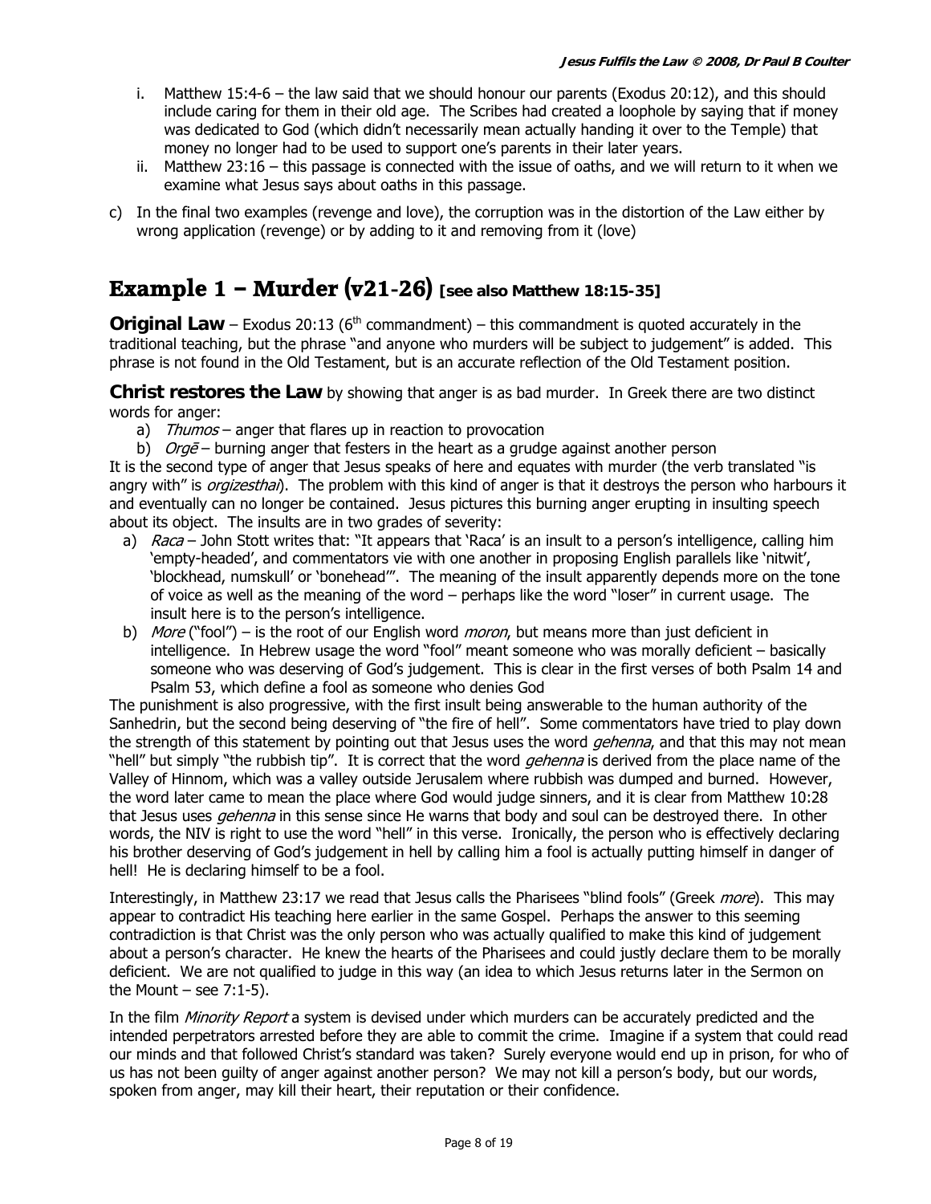i. Matthew 15:4-6 – the law said that we should honour our parents (Exodus 20:12), and this should include caring for them in their old age. The Scribes had created a loophole by saying that if money was dedicated to God (which didn't necessarily mean actually handing it over to the Temple) that money no longer had to be used to support one's parents in their later years.
ii. Matthew 23:16 – this passage is connected with the issue of oaths, and we will return to it when we examine what Jesus says about oaths in this passage.

c) In the final two examples (revenge and love), the corruption was in the distortion of the Law either by wrong application (revenge) or by adding to it and removing from it (love)

## Example 1 – Murder (v21-26) [see also Matthew 18:15-35]

**Original Law** – Exodus 20:13 (6th commandment) – this commandment is quoted accurately in the traditional teaching, but the phrase "and anyone who murders will be subject to judgement" is added. This phrase is not found in the Old Testament, but is an accurate reflection of the Old Testament position.

**Christ restores the Law** by showing that anger is as bad murder. In Greek there are two distinct words for anger:

a) *Thumos* – anger that flares up in reaction to provocation
b) *Orgē* – burning anger that festers in the heart as a grudge against another person

It is the second type of anger that Jesus speaks of here and equates with murder (the verb translated "is angry with" is *orgizesthai*). The problem with this kind of anger is that it destroys the person who harbours it and eventually can no longer be contained. Jesus pictures this burning anger erupting in insulting speech about its object. The insults are in two grades of severity:

a) *Raca* – John Stott writes that: "It appears that 'Raca' is an insult to a person's intelligence, calling him 'empty-headed', and commentators vie with one another in proposing English parallels like 'nitwit', 'blockhead, numskull' or 'bonehead'". The meaning of the insult apparently depends more on the tone of voice as well as the meaning of the word – perhaps like the word "loser" in current usage. The insult here is to the person's intelligence.
b) *More* ("fool") – is the root of our English word *moron*, but means more than just deficient in intelligence. In Hebrew usage the word "fool" meant someone who was morally deficient – basically someone who was deserving of God's judgement. This is clear in the first verses of both Psalm 14 and Psalm 53, which define a fool as someone who denies God

The punishment is also progressive, with the first insult being answerable to the human authority of the Sanhedrin, but the second being deserving of "the fire of hell". Some commentators have tried to play down the strength of this statement by pointing out that Jesus uses the word *gehenna*, and that this may not mean "hell" but simply "the rubbish tip". It is correct that the word *gehenna* is derived from the place name of the Valley of Hinnom, which was a valley outside Jerusalem where rubbish was dumped and burned. However, the word later came to mean the place where God would judge sinners, and it is clear from Matthew 10:28 that Jesus uses *gehenna* in this sense since He warns that body and soul can be destroyed there. In other words, the NIV is right to use the word "hell" in this verse. Ironically, the person who is effectively declaring his brother deserving of God's judgement in hell by calling him a fool is actually putting himself in danger of hell! He is declaring himself to be a fool.

Interestingly, in Matthew 23:17 we read that Jesus calls the Pharisees "blind fools" (Greek *more*). This may appear to contradict His teaching here earlier in the same Gospel. Perhaps the answer to this seeming contradiction is that Christ was the only person who was actually qualified to make this kind of judgement about a person's character. He knew the hearts of the Pharisees and could justly declare them to be morally deficient. We are not qualified to judge in this way (an idea to which Jesus returns later in the Sermon on the Mount – see 7:1-5).

In the film *Minority Report* a system is devised under which murders can be accurately predicted and the intended perpetrators arrested before they are able to commit the crime. Imagine if a system that could read our minds and that followed Christ's standard was taken? Surely everyone would end up in prison, for who of us has not been guilty of anger against another person? We may not kill a person's body, but our words, spoken from anger, may kill their heart, their reputation or their confidence.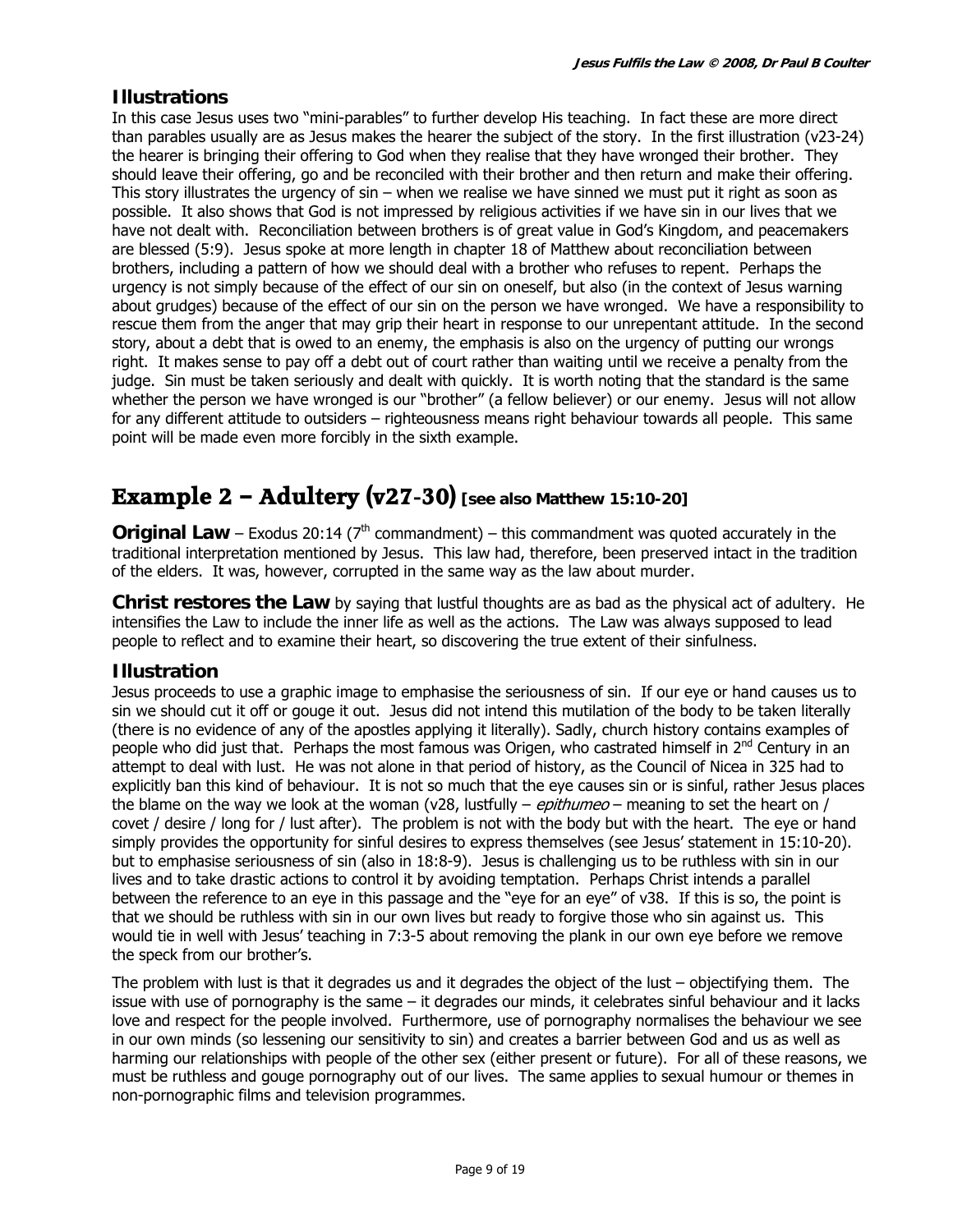### Illustrations

In this case Jesus uses two "mini-parables" to further develop His teaching. In fact these are more direct than parables usually are as Jesus makes the hearer the subject of the story. In the first illustration (v23-24) the hearer is bringing their offering to God when they realise that they have wronged their brother. They should leave their offering, go and be reconciled with their brother and then return and make their offering. This story illustrates the urgency of sin – when we realise we have sinned we must put it right as soon as possible. It also shows that God is not impressed by religious activities if we have sin in our lives that we have not dealt with. Reconciliation between brothers is of great value in God's Kingdom, and peacemakers are blessed (5:9). Jesus spoke at more length in chapter 18 of Matthew about reconciliation between brothers, including a pattern of how we should deal with a brother who refuses to repent. Perhaps the urgency is not simply because of the effect of our sin on oneself, but also (in the context of Jesus warning about grudges) because of the effect of our sin on the person we have wronged. We have a responsibility to rescue them from the anger that may grip their heart in response to our unrepentant attitude. In the second story, about a debt that is owed to an enemy, the emphasis is also on the urgency of putting our wrongs right. It makes sense to pay off a debt out of court rather than waiting until we receive a penalty from the judge. Sin must be taken seriously and dealt with quickly. It is worth noting that the standard is the same whether the person we have wronged is our "brother" (a fellow believer) or our enemy. Jesus will not allow for any different attitude to outsiders – righteousness means right behaviour towards all people. This same point will be made even more forcibly in the sixth example.

## Example 2 – Adultery (v27-30) [see also Matthew 15:10-20]

**Original Law** – Exodus 20:14 (7th commandment) – this commandment was quoted accurately in the traditional interpretation mentioned by Jesus. This law had, therefore, been preserved intact in the tradition of the elders. It was, however, corrupted in the same way as the law about murder.

**Christ restores the Law** by saying that lustful thoughts are as bad as the physical act of adultery. He intensifies the Law to include the inner life as well as the actions. The Law was always supposed to lead people to reflect and to examine their heart, so discovering the true extent of their sinfulness.

### Illustration

Jesus proceeds to use a graphic image to emphasise the seriousness of sin. If our eye or hand causes us to sin we should cut it off or gouge it out. Jesus did not intend this mutilation of the body to be taken literally (there is no evidence of any of the apostles applying it literally). Sadly, church history contains examples of people who did just that. Perhaps the most famous was Origen, who castrated himself in 2nd Century in an attempt to deal with lust. He was not alone in that period of history, as the Council of Nicea in 325 had to explicitly ban this kind of behaviour. It is not so much that the eye causes sin or is sinful, rather Jesus places the blame on the way we look at the woman (v28, lustfully – *epithumeo* – meaning to set the heart on / covet / desire / long for / lust after). The problem is not with the body but with the heart. The eye or hand simply provides the opportunity for sinful desires to express themselves (see Jesus' statement in 15:10-20). but to emphasise seriousness of sin (also in 18:8-9). Jesus is challenging us to be ruthless with sin in our lives and to take drastic actions to control it by avoiding temptation. Perhaps Christ intends a parallel between the reference to an eye in this passage and the "eye for an eye" of v38. If this is so, the point is that we should be ruthless with sin in our own lives but ready to forgive those who sin against us. This would tie in well with Jesus' teaching in 7:3-5 about removing the plank in our own eye before we remove the speck from our brother's.

The problem with lust is that it degrades us and it degrades the object of the lust – objectifying them. The issue with use of pornography is the same – it degrades our minds, it celebrates sinful behaviour and it lacks love and respect for the people involved. Furthermore, use of pornography normalises the behaviour we see in our own minds (so lessening our sensitivity to sin) and creates a barrier between God and us as well as harming our relationships with people of the other sex (either present or future). For all of these reasons, we must be ruthless and gouge pornography out of our lives. The same applies to sexual humour or themes in non-pornographic films and television programmes.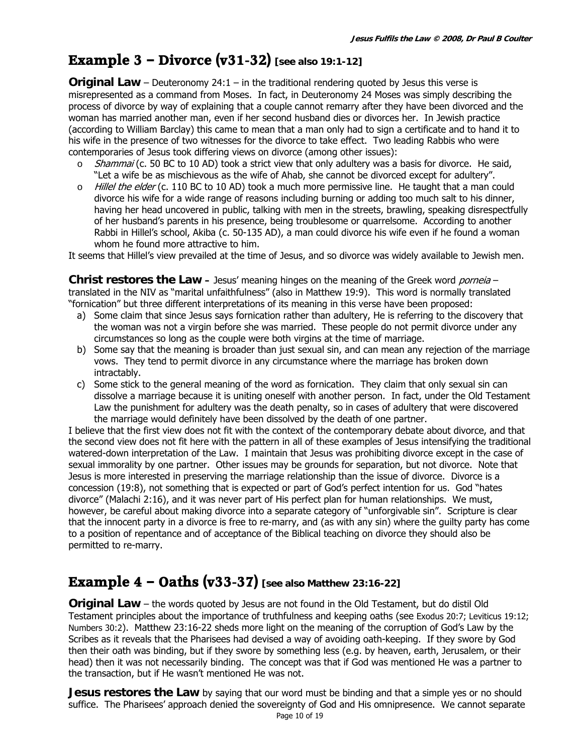## Example 3 – Divorce (v31-32) [see also 19:1-12]

**Original Law** – Deuteronomy 24:1 – in the traditional rendering quoted by Jesus this verse is misrepresented as a command from Moses. In fact, in Deuteronomy 24 Moses was simply describing the process of divorce by way of explaining that a couple cannot remarry after they have been divorced and the woman has married another man, even if her second husband dies or divorces her. In Jewish practice (according to William Barclay) this came to mean that a man only had to sign a certificate and to hand it to his wife in the presence of two witnesses for the divorce to take effect. Two leading Rabbis who were contemporaries of Jesus took differing views on divorce (among other issues):

- *Shammai* (c. 50 BC to 10 AD) took a strict view that only adultery was a basis for divorce. He said, "Let a wife be as mischievous as the wife of Ahab, she cannot be divorced except for adultery".
- *Hillel the elder* (c. 110 BC to 10 AD) took a much more permissive line. He taught that a man could divorce his wife for a wide range of reasons including burning or adding too much salt to his dinner, having her head uncovered in public, talking with men in the streets, brawling, speaking disrespectfully of her husband's parents in his presence, being troublesome or quarrelsome. According to another Rabbi in Hillel's school, Akiba (c. 50-135 AD), a man could divorce his wife even if he found a woman whom he found more attractive to him.

It seems that Hillel's view prevailed at the time of Jesus, and so divorce was widely available to Jewish men.

**Christ restores the Law** – Jesus' meaning hinges on the meaning of the Greek word *porneia* – translated in the NIV as "marital unfaithfulness" (also in Matthew 19:9). This word is normally translated "fornication" but three different interpretations of its meaning in this verse have been proposed:

a) Some claim that since Jesus says fornication rather than adultery, He is referring to the discovery that the woman was not a virgin before she was married. These people do not permit divorce under any circumstances so long as the couple were both virgins at the time of marriage.
b) Some say that the meaning is broader than just sexual sin, and can mean any rejection of the marriage vows. They tend to permit divorce in any circumstance where the marriage has broken down intractably.
c) Some stick to the general meaning of the word as fornication. They claim that only sexual sin can dissolve a marriage because it is uniting oneself with another person. In fact, under the Old Testament Law the punishment for adultery was the death penalty, so in cases of adultery that were discovered the marriage would definitely have been dissolved by the death of one partner.

I believe that the first view does not fit with the context of the contemporary debate about divorce, and that the second view does not fit here with the pattern in all of these examples of Jesus intensifying the traditional watered-down interpretation of the Law. I maintain that Jesus was prohibiting divorce except in the case of sexual immorality by one partner. Other issues may be grounds for separation, but not divorce. Note that Jesus is more interested in preserving the marriage relationship than the issue of divorce. Divorce is a concession (19:8), not something that is expected or part of God's perfect intention for us. God "hates divorce" (Malachi 2:16), and it was never part of His perfect plan for human relationships. We must, however, be careful about making divorce into a separate category of "unforgivable sin". Scripture is clear that the innocent party in a divorce is free to re-marry, and (as with any sin) where the guilty party has come to a position of repentance and of acceptance of the Biblical teaching on divorce they should also be permitted to re-marry.

## Example 4 – Oaths (v33-37) [see also Matthew 23:16-22]

**Original Law** – the words quoted by Jesus are not found in the Old Testament, but do distil Old Testament principles about the importance of truthfulness and keeping oaths (see Exodus 20:7; Leviticus 19:12; Numbers 30:2). Matthew 23:16-22 sheds more light on the meaning of the corruption of God's Law by the Scribes as it reveals that the Pharisees had devised a way of avoiding oath-keeping. If they swore by God then their oath was binding, but if they swore by something less (e.g. by heaven, earth, Jerusalem, or their head) then it was not necessarily binding. The concept was that if God was mentioned He was a partner to the transaction, but if He wasn't mentioned He was not.

**Jesus restores the Law** by saying that our word must be binding and that a simple yes or no should suffice. The Pharisees' approach denied the sovereignty of God and His omnipresence. We cannot separate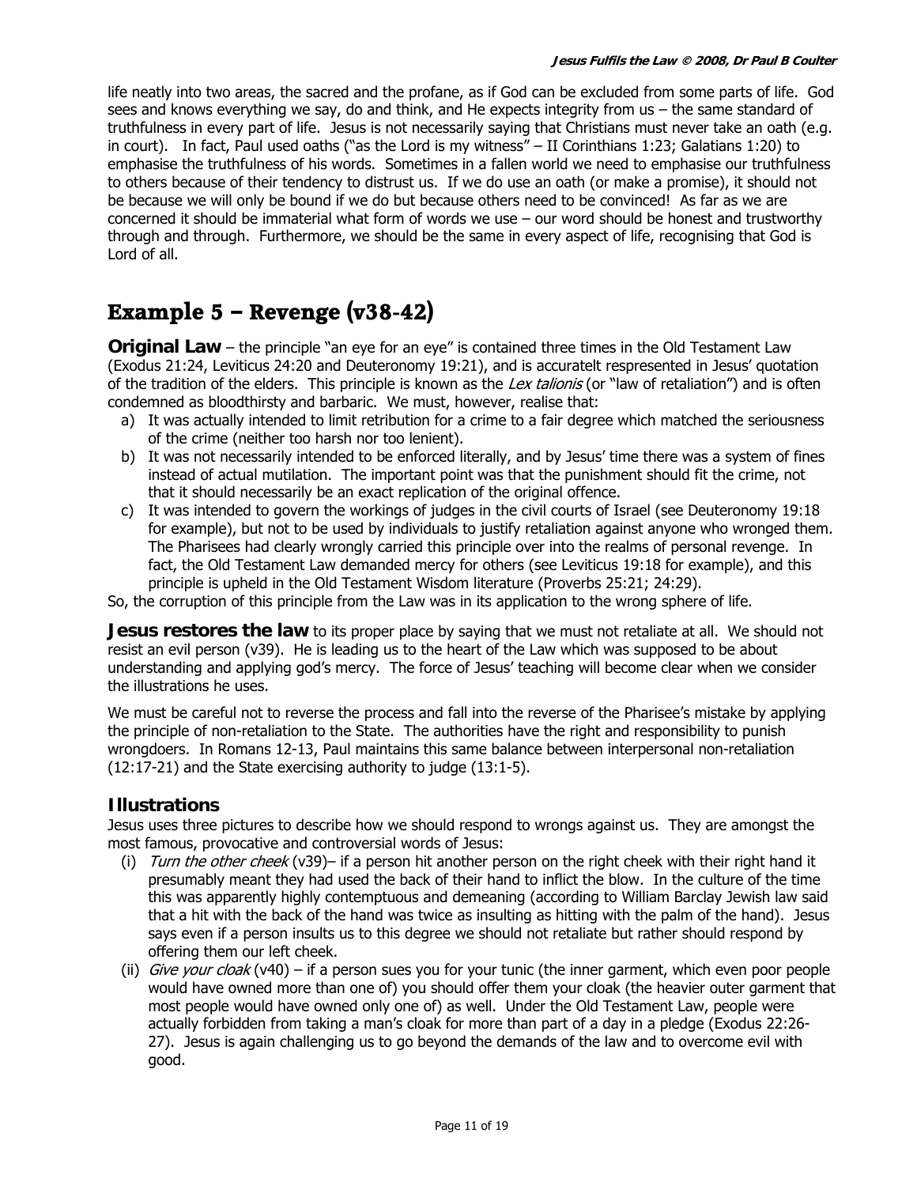life neatly into two areas, the sacred and the profane, as if God can be excluded from some parts of life. God sees and knows everything we say, do and think, and He expects integrity from us – the same standard of truthfulness in every part of life. Jesus is not necessarily saying that Christians must never take an oath (e.g. in court). In fact, Paul used oaths ("as the Lord is my witness" – II Corinthians 1:23; Galatians 1:20) to emphasise the truthfulness of his words. Sometimes in a fallen world we need to emphasise our truthfulness to others because of their tendency to distrust us. If we do use an oath (or make a promise), it should not be because we will only be bound if we do but because others need to be convinced! As far as we are concerned it should be immaterial what form of words we use – our word should be honest and trustworthy through and through. Furthermore, we should be the same in every aspect of life, recognising that God is Lord of all.

## Example 5 – Revenge (v38-42)

**Original Law** – the principle "an eye for an eye" is contained three times in the Old Testament Law (Exodus 21:24, Leviticus 24:20 and Deuteronomy 19:21), and is accuratelt respresented in Jesus' quotation of the tradition of the elders. This principle is known as the *Lex talionis* (or "law of retaliation") and is often condemned as bloodthirsty and barbaric. We must, however, realise that:

a) It was actually intended to limit retribution for a crime to a fair degree which matched the seriousness of the crime (neither too harsh nor too lenient).
b) It was not necessarily intended to be enforced literally, and by Jesus' time there was a system of fines instead of actual mutilation. The important point was that the punishment should fit the crime, not that it should necessarily be an exact replication of the original offence.
c) It was intended to govern the workings of judges in the civil courts of Israel (see Deuteronomy 19:18 for example), but not to be used by individuals to justify retaliation against anyone who wronged them. The Pharisees had clearly wrongly carried this principle over into the realms of personal revenge. In fact, the Old Testament Law demanded mercy for others (see Leviticus 19:18 for example), and this principle is upheld in the Old Testament Wisdom literature (Proverbs 25:21; 24:29).

So, the corruption of this principle from the Law was in its application to the wrong sphere of life.

**Jesus restores the law** to its proper place by saying that we must not retaliate at all. We should not resist an evil person (v39). He is leading us to the heart of the Law which was supposed to be about understanding and applying god's mercy. The force of Jesus' teaching will become clear when we consider the illustrations he uses.

We must be careful not to reverse the process and fall into the reverse of the Pharisee's mistake by applying the principle of non-retaliation to the State. The authorities have the right and responsibility to punish wrongdoers. In Romans 12-13, Paul maintains this same balance between interpersonal non-retaliation (12:17-21) and the State exercising authority to judge (13:1-5).

### Illustrations

Jesus uses three pictures to describe how we should respond to wrongs against us. They are amongst the most famous, provocative and controversial words of Jesus:

(i) *Turn the other cheek* (v39)– if a person hit another person on the right cheek with their right hand it presumably meant they had used the back of their hand to inflict the blow. In the culture of the time this was apparently highly contemptuous and demeaning (according to William Barclay Jewish law said that a hit with the back of the hand was twice as insulting as hitting with the palm of the hand). Jesus says even if a person insults us to this degree we should not retaliate but rather should respond by offering them our left cheek.

(ii) *Give your cloak* (v40) – if a person sues you for your tunic (the inner garment, which even poor people would have owned more than one of) you should offer them your cloak (the heavier outer garment that most people would have owned only one of) as well. Under the Old Testament Law, people were actually forbidden from taking a man's cloak for more than part of a day in a pledge (Exodus 22:26-27). Jesus is again challenging us to go beyond the demands of the law and to overcome evil with good.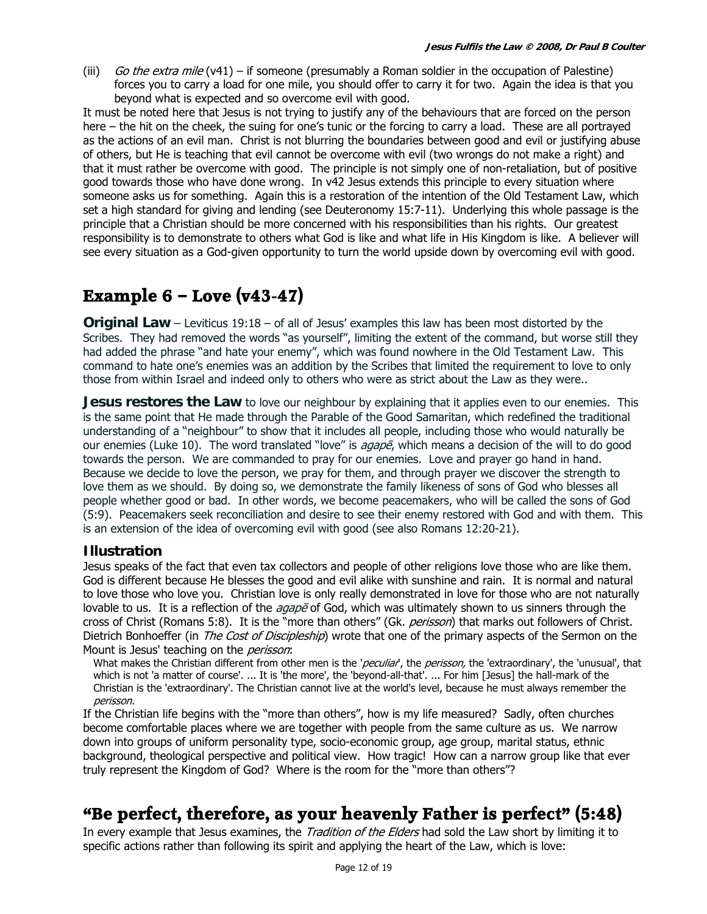(iii) *Go the extra mile* (v41) – if someone (presumably a Roman soldier in the occupation of Palestine) forces you to carry a load for one mile, you should offer to carry it for two. Again the idea is that you beyond what is expected and so overcome evil with good.

It must be noted here that Jesus is not trying to justify any of the behaviours that are forced on the person here – the hit on the cheek, the suing for one's tunic or the forcing to carry a load. These are all portrayed as the actions of an evil man. Christ is not blurring the boundaries between good and evil or justifying abuse of others, but He is teaching that evil cannot be overcome with evil (two wrongs do not make a right) and that it must rather be overcome with good. The principle is not simply one of non-retaliation, but of positive good towards those who have done wrong. In v42 Jesus extends this principle to every situation where someone asks us for something. Again this is a restoration of the intention of the Old Testament Law, which set a high standard for giving and lending (see Deuteronomy 15:7-11). Underlying this whole passage is the principle that a Christian should be more concerned with his responsibilities than his rights. Our greatest responsibility is to demonstrate to others what God is like and what life in His Kingdom is like. A believer will see every situation as a God-given opportunity to turn the world upside down by overcoming evil with good.

## Example 6 – Love (v43-47)

**Original Law** – Leviticus 19:18 – of all of Jesus' examples this law has been most distorted by the Scribes. They had removed the words "as yourself", limiting the extent of the command, but worse still they had added the phrase "and hate your enemy", which was found nowhere in the Old Testament Law. This command to hate one's enemies was an addition by the Scribes that limited the requirement to love to only those from within Israel and indeed only to others who were as strict about the Law as they were..

**Jesus restores the Law** to love our neighbour by explaining that it applies even to our enemies. This is the same point that He made through the Parable of the Good Samaritan, which redefined the traditional understanding of a "neighbour" to show that it includes all people, including those who would naturally be our enemies (Luke 10). The word translated "love" is *agapē*, which means a decision of the will to do good towards the person. We are commanded to pray for our enemies. Love and prayer go hand in hand. Because we decide to love the person, we pray for them, and through prayer we discover the strength to love them as we should. By doing so, we demonstrate the family likeness of sons of God who blesses all people whether good or bad. In other words, we become peacemakers, who will be called the sons of God (5:9). Peacemakers seek reconciliation and desire to see their enemy restored with God and with them. This is an extension of the idea of overcoming evil with good (see also Romans 12:20-21).

### Illustration

Jesus speaks of the fact that even tax collectors and people of other religions love those who are like them. God is different because He blesses the good and evil alike with sunshine and rain. It is normal and natural to love those who love you. Christian love is only really demonstrated in love for those who are not naturally lovable to us. It is a reflection of the *agapē* of God, which was ultimately shown to us sinners through the cross of Christ (Romans 5:8). It is the "more than others" (Gk. *perisson*) that marks out followers of Christ. Dietrich Bonhoeffer (in *The Cost of Discipleship*) wrote that one of the primary aspects of the Sermon on the Mount is Jesus' teaching on the *perisson*:

> What makes the Christian different from other men is the '*peculiar*', the *perisson,* the 'extraordinary', the 'unusual', that which is not 'a matter of course'. ... It is 'the more', the 'beyond-all-that'. ... For him [Jesus] the hall-mark of the Christian is the 'extraordinary'. The Christian cannot live at the world's level, because he must always remember the *perisson.*

If the Christian life begins with the "more than others", how is my life measured? Sadly, often churches become comfortable places where we are together with people from the same culture as us. We narrow down into groups of uniform personality type, socio-economic group, age group, marital status, ethnic background, theological perspective and political view. How tragic! How can a narrow group like that ever truly represent the Kingdom of God? Where is the room for the "more than others"?

## "Be perfect, therefore, as your heavenly Father is perfect" (5:48)

In every example that Jesus examines, the *Tradition of the Elders* had sold the Law short by limiting it to specific actions rather than following its spirit and applying the heart of the Law, which is love: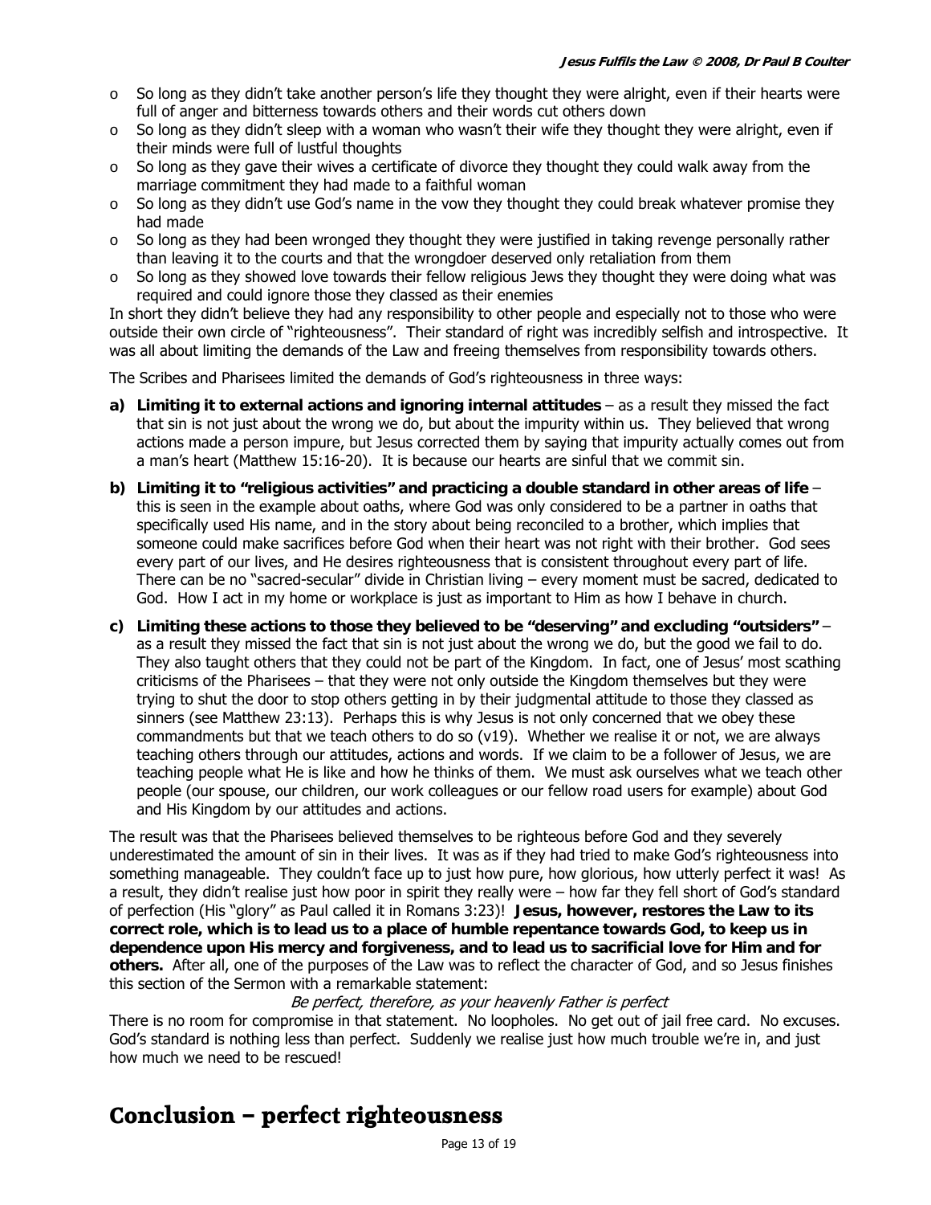- So long as they didn't take another person's life they thought they were alright, even if their hearts were full of anger and bitterness towards others and their words cut others down
- So long as they didn't sleep with a woman who wasn't their wife they thought they were alright, even if their minds were full of lustful thoughts
- So long as they gave their wives a certificate of divorce they thought they could walk away from the marriage commitment they had made to a faithful woman
- So long as they didn't use God's name in the vow they thought they could break whatever promise they had made
- So long as they had been wronged they thought they were justified in taking revenge personally rather than leaving it to the courts and that the wrongdoer deserved only retaliation from them
- So long as they showed love towards their fellow religious Jews they thought they were doing what was required and could ignore those they classed as their enemies

In short they didn't believe they had any responsibility to other people and especially not to those who were outside their own circle of "righteousness". Their standard of right was incredibly selfish and introspective. It was all about limiting the demands of the Law and freeing themselves from responsibility towards others.

The Scribes and Pharisees limited the demands of God's righteousness in three ways:

**a) Limiting it to external actions and ignoring internal attitudes** – as a result they missed the fact that sin is not just about the wrong we do, but about the impurity within us. They believed that wrong actions made a person impure, but Jesus corrected them by saying that impurity actually comes out from a man's heart (Matthew 15:16-20). It is because our hearts are sinful that we commit sin.

**b) Limiting it to "religious activities" and practicing a double standard in other areas of life** – this is seen in the example about oaths, where God was only considered to be a partner in oaths that specifically used His name, and in the story about being reconciled to a brother, which implies that someone could make sacrifices before God when their heart was not right with their brother. God sees every part of our lives, and He desires righteousness that is consistent throughout every part of life. There can be no "sacred-secular" divide in Christian living – every moment must be sacred, dedicated to God. How I act in my home or workplace is just as important to Him as how I behave in church.

**c) Limiting these actions to those they believed to be "deserving" and excluding "outsiders"** – as a result they missed the fact that sin is not just about the wrong we do, but the good we fail to do. They also taught others that they could not be part of the Kingdom. In fact, one of Jesus' most scathing criticisms of the Pharisees – that they were not only outside the Kingdom themselves but they were trying to shut the door to stop others getting in by their judgmental attitude to those they classed as sinners (see Matthew 23:13). Perhaps this is why Jesus is not only concerned that we obey these commandments but that we teach others to do so (v19). Whether we realise it or not, we are always teaching others through our attitudes, actions and words. If we claim to be a follower of Jesus, we are teaching people what He is like and how he thinks of them. We must ask ourselves what we teach other people (our spouse, our children, our work colleagues or our fellow road users for example) about God and His Kingdom by our attitudes and actions.

The result was that the Pharisees believed themselves to be righteous before God and they severely underestimated the amount of sin in their lives. It was as if they had tried to make God's righteousness into something manageable. They couldn't face up to just how pure, how glorious, how utterly perfect it was! As a result, they didn't realise just how poor in spirit they really were – how far they fell short of God's standard of perfection (His "glory" as Paul called it in Romans 3:23)! **Jesus, however, restores the Law to its correct role, which is to lead us to a place of humble repentance towards God, to keep us in dependence upon His mercy and forgiveness, and to lead us to sacrificial love for Him and for others.** After all, one of the purposes of the Law was to reflect the character of God, and so Jesus finishes this section of the Sermon with a remarkable statement:

*Be perfect, therefore, as your heavenly Father is perfect*

There is no room for compromise in that statement. No loopholes. No get out of jail free card. No excuses. God's standard is nothing less than perfect. Suddenly we realise just how much trouble we're in, and just how much we need to be rescued!

# Conclusion – perfect righteousness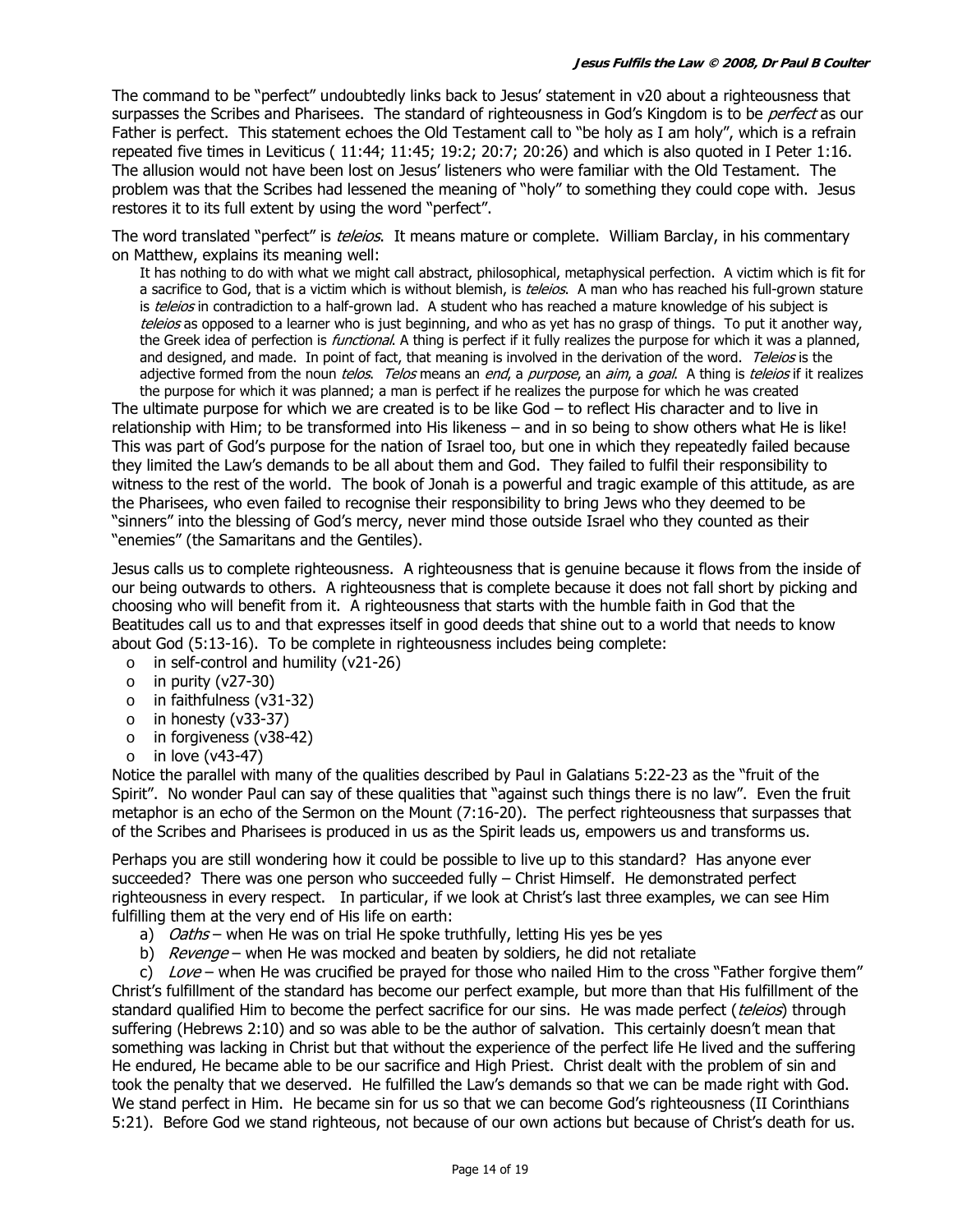The command to be "perfect" undoubtedly links back to Jesus' statement in v20 about a righteousness that surpasses the Scribes and Pharisees. The standard of righteousness in God's Kingdom is to be *perfect* as our Father is perfect. This statement echoes the Old Testament call to "be holy as I am holy", which is a refrain repeated five times in Leviticus ( 11:44; 11:45; 19:2; 20:7; 20:26) and which is also quoted in I Peter 1:16. The allusion would not have been lost on Jesus' listeners who were familiar with the Old Testament. The problem was that the Scribes had lessened the meaning of "holy" to something they could cope with. Jesus restores it to its full extent by using the word "perfect".

The word translated "perfect" is *teleios*. It means mature or complete. William Barclay, in his commentary on Matthew, explains its meaning well:

> It has nothing to do with what we might call abstract, philosophical, metaphysical perfection. A victim which is fit for a sacrifice to God, that is a victim which is without blemish, is *teleios*. A man who has reached his full-grown stature is *teleios* in contradiction to a half-grown lad. A student who has reached a mature knowledge of his subject is *teleios* as opposed to a learner who is just beginning, and who as yet has no grasp of things. To put it another way, the Greek idea of perfection is *functional*. A thing is perfect if it fully realizes the purpose for which it was a planned, and designed, and made. In point of fact, that meaning is involved in the derivation of the word. *Teleios* is the adjective formed from the noun *telos*. *Telos* means an *end*, a *purpose*, an *aim*, a *goal*. A thing is *teleios* if it realizes the purpose for which it was planned; a man is perfect if he realizes the purpose for which he was created

The ultimate purpose for which we are created is to be like God – to reflect His character and to live in relationship with Him; to be transformed into His likeness – and in so being to show others what He is like! This was part of God's purpose for the nation of Israel too, but one in which they repeatedly failed because they limited the Law's demands to be all about them and God. They failed to fulfil their responsibility to witness to the rest of the world. The book of Jonah is a powerful and tragic example of this attitude, as are the Pharisees, who even failed to recognise their responsibility to bring Jews who they deemed to be "sinners" into the blessing of God's mercy, never mind those outside Israel who they counted as their "enemies" (the Samaritans and the Gentiles).

Jesus calls us to complete righteousness. A righteousness that is genuine because it flows from the inside of our being outwards to others. A righteousness that is complete because it does not fall short by picking and choosing who will benefit from it. A righteousness that starts with the humble faith in God that the Beatitudes call us to and that expresses itself in good deeds that shine out to a world that needs to know about God (5:13-16). To be complete in righteousness includes being complete:

- in self-control and humility (v21-26)
- in purity (v27-30)
- in faithfulness (v31-32)
- in honesty (v33-37)
- in forgiveness (v38-42)
- in love (v43-47)

Notice the parallel with many of the qualities described by Paul in Galatians 5:22-23 as the "fruit of the Spirit". No wonder Paul can say of these qualities that "against such things there is no law". Even the fruit metaphor is an echo of the Sermon on the Mount (7:16-20). The perfect righteousness that surpasses that of the Scribes and Pharisees is produced in us as the Spirit leads us, empowers us and transforms us.

Perhaps you are still wondering how it could be possible to live up to this standard? Has anyone ever succeeded? There was one person who succeeded fully – Christ Himself. He demonstrated perfect righteousness in every respect. In particular, if we look at Christ's last three examples, we can see Him fulfilling them at the very end of His life on earth:

a) *Oaths* – when He was on trial He spoke truthfully, letting His yes be yes
b) *Revenge* – when He was mocked and beaten by soldiers, he did not retaliate
c) *Love* – when He was crucified be prayed for those who nailed Him to the cross "Father forgive them"

Christ's fulfillment of the standard has become our perfect example, but more than that His fulfillment of the standard qualified Him to become the perfect sacrifice for our sins. He was made perfect (*teleios*) through suffering (Hebrews 2:10) and so was able to be the author of salvation. This certainly doesn't mean that something was lacking in Christ but that without the experience of the perfect life He lived and the suffering He endured, He became able to be our sacrifice and High Priest. Christ dealt with the problem of sin and took the penalty that we deserved. He fulfilled the Law's demands so that we can be made right with God. We stand perfect in Him. He became sin for us so that we can become God's righteousness (II Corinthians 5:21). Before God we stand righteous, not because of our own actions but because of Christ's death for us.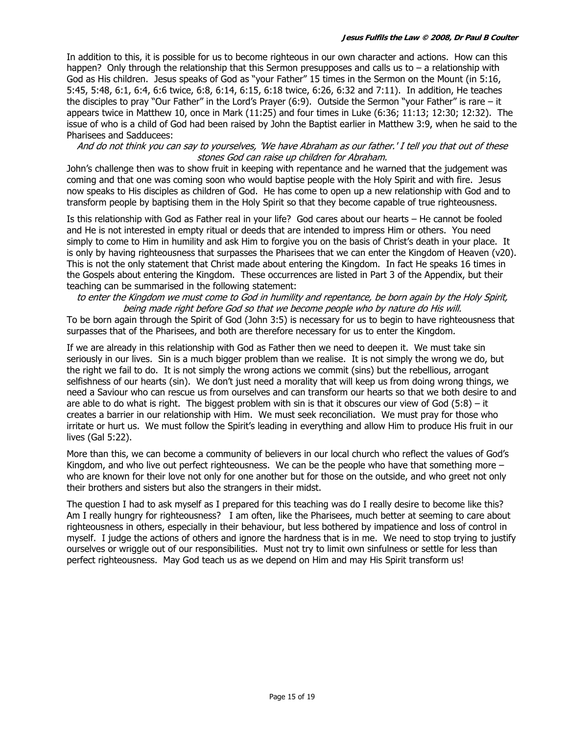In addition to this, it is possible for us to become righteous in our own character and actions. How can this happen? Only through the relationship that this Sermon presupposes and calls us to – a relationship with God as His children. Jesus speaks of God as "your Father" 15 times in the Sermon on the Mount (in 5:16, 5:45, 5:48, 6:1, 6:4, 6:6 twice, 6:8, 6:14, 6:15, 6:18 twice, 6:26, 6:32 and 7:11). In addition, He teaches the disciples to pray "Our Father" in the Lord's Prayer (6:9). Outside the Sermon "your Father" is rare – it appears twice in Matthew 10, once in Mark (11:25) and four times in Luke (6:36; 11:13; 12:30; 12:32). The issue of who is a child of God had been raised by John the Baptist earlier in Matthew 3:9, when he said to the Pharisees and Sadducees:

*And do not think you can say to yourselves, 'We have Abraham as our father.' I tell you that out of these stones God can raise up children for Abraham.*

John's challenge then was to show fruit in keeping with repentance and he warned that the judgement was coming and that one was coming soon who would baptise people with the Holy Spirit and with fire. Jesus now speaks to His disciples as children of God. He has come to open up a new relationship with God and to transform people by baptising them in the Holy Spirit so that they become capable of true righteousness.

Is this relationship with God as Father real in your life? God cares about our hearts – He cannot be fooled and He is not interested in empty ritual or deeds that are intended to impress Him or others. You need simply to come to Him in humility and ask Him to forgive you on the basis of Christ's death in your place. It is only by having righteousness that surpasses the Pharisees that we can enter the Kingdom of Heaven (v20). This is not the only statement that Christ made about entering the Kingdom. In fact He speaks 16 times in the Gospels about entering the Kingdom. These occurrences are listed in Part 3 of the Appendix, but their teaching can be summarised in the following statement:

*to enter the Kingdom we must come to God in humility and repentance, be born again by the Holy Spirit, being made right before God so that we become people who by nature do His will.*

To be born again through the Spirit of God (John 3:5) is necessary for us to begin to have righteousness that surpasses that of the Pharisees, and both are therefore necessary for us to enter the Kingdom.

If we are already in this relationship with God as Father then we need to deepen it. We must take sin seriously in our lives. Sin is a much bigger problem than we realise. It is not simply the wrong we do, but the right we fail to do. It is not simply the wrong actions we commit (sins) but the rebellious, arrogant selfishness of our hearts (sin). We don't just need a morality that will keep us from doing wrong things, we need a Saviour who can rescue us from ourselves and can transform our hearts so that we both desire to and are able to do what is right. The biggest problem with sin is that it obscures our view of God (5:8) – it creates a barrier in our relationship with Him. We must seek reconciliation. We must pray for those who irritate or hurt us. We must follow the Spirit's leading in everything and allow Him to produce His fruit in our lives (Gal 5:22).

More than this, we can become a community of believers in our local church who reflect the values of God's Kingdom, and who live out perfect righteousness. We can be the people who have that something more – who are known for their love not only for one another but for those on the outside, and who greet not only their brothers and sisters but also the strangers in their midst.

The question I had to ask myself as I prepared for this teaching was do I really desire to become like this? Am I really hungry for righteousness? I am often, like the Pharisees, much better at seeming to care about righteousness in others, especially in their behaviour, but less bothered by impatience and loss of control in myself. I judge the actions of others and ignore the hardness that is in me. We need to stop trying to justify ourselves or wriggle out of our responsibilities. Must not try to limit own sinfulness or settle for less than perfect righteousness. May God teach us as we depend on Him and may His Spirit transform us!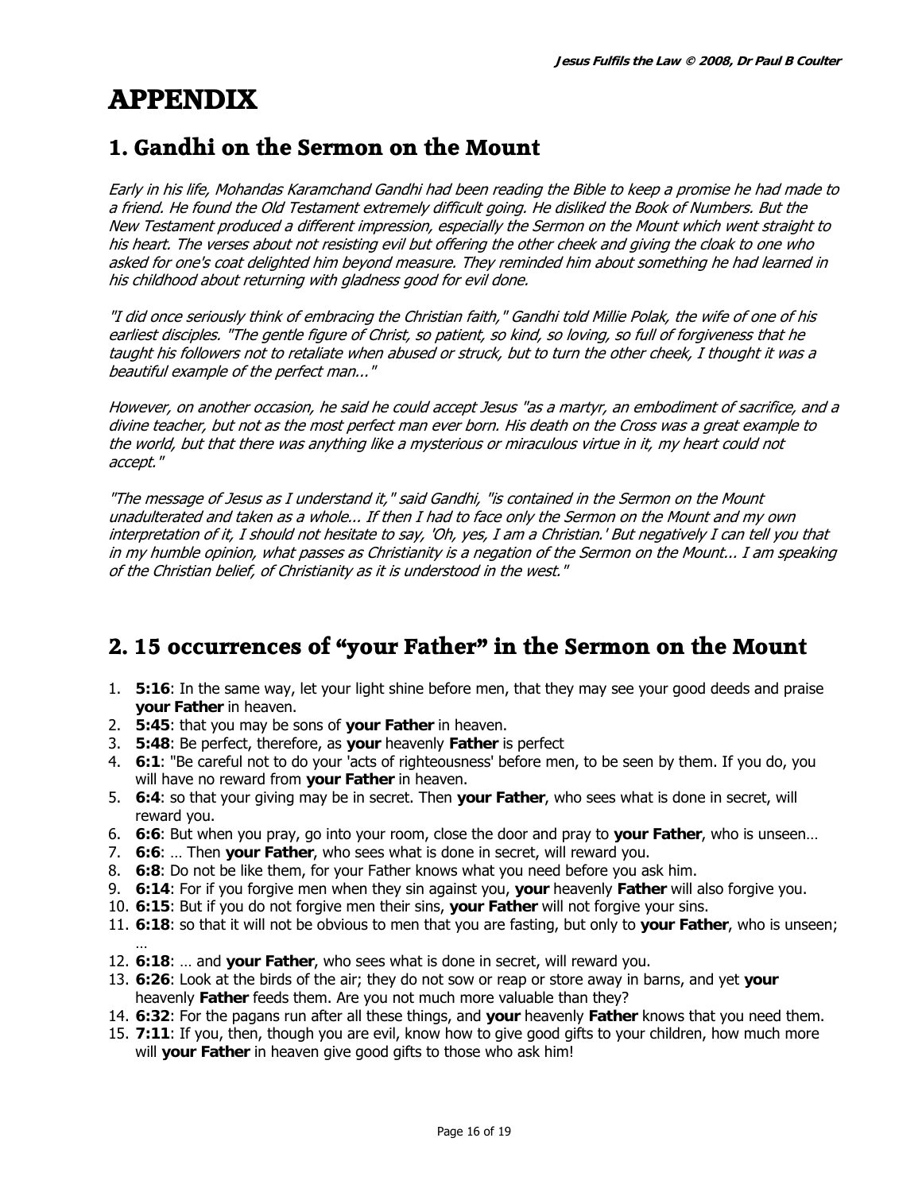# APPENDIX

## 1. Gandhi on the Sermon on the Mount

*Early in his life, Mohandas Karamchand Gandhi had been reading the Bible to keep a promise he had made to a friend. He found the Old Testament extremely difficult going. He disliked the Book of Numbers. But the New Testament produced a different impression, especially the Sermon on the Mount which went straight to his heart. The verses about not resisting evil but offering the other cheek and giving the cloak to one who asked for one's coat delighted him beyond measure. They reminded him about something he had learned in his childhood about returning with gladness good for evil done.*

*"I did once seriously think of embracing the Christian faith," Gandhi told Millie Polak, the wife of one of his earliest disciples. "The gentle figure of Christ, so patient, so kind, so loving, so full of forgiveness that he taught his followers not to retaliate when abused or struck, but to turn the other cheek, I thought it was a beautiful example of the perfect man..."*

*However, on another occasion, he said he could accept Jesus "as a martyr, an embodiment of sacrifice, and a divine teacher, but not as the most perfect man ever born. His death on the Cross was a great example to the world, but that there was anything like a mysterious or miraculous virtue in it, my heart could not accept."*

*"The message of Jesus as I understand it," said Gandhi, "is contained in the Sermon on the Mount unadulterated and taken as a whole... If then I had to face only the Sermon on the Mount and my own interpretation of it, I should not hesitate to say, 'Oh, yes, I am a Christian.' But negatively I can tell you that in my humble opinion, what passes as Christianity is a negation of the Sermon on the Mount... I am speaking of the Christian belief, of Christianity as it is understood in the west."*

## 2. 15 occurrences of "your Father" in the Sermon on the Mount

1. **5:16**: In the same way, let your light shine before men, that they may see your good deeds and praise **your Father** in heaven.
2. **5:45**: that you may be sons of **your Father** in heaven.
3. **5:48**: Be perfect, therefore, as **your** heavenly **Father** is perfect
4. **6:1**: "Be careful not to do your 'acts of righteousness' before men, to be seen by them. If you do, you will have no reward from **your Father** in heaven.
5. **6:4**: so that your giving may be in secret. Then **your Father**, who sees what is done in secret, will reward you.
6. **6:6**: But when you pray, go into your room, close the door and pray to **your Father**, who is unseen…
7. **6:6**: … Then **your Father**, who sees what is done in secret, will reward you.
8. **6:8**: Do not be like them, for your Father knows what you need before you ask him.
9. **6:14**: For if you forgive men when they sin against you, **your** heavenly **Father** will also forgive you.
10. **6:15**: But if you do not forgive men their sins, **your Father** will not forgive your sins.
11. **6:18**: so that it will not be obvious to men that you are fasting, but only to **your Father**, who is unseen; …
12. **6:18**: … and **your Father**, who sees what is done in secret, will reward you.
13. **6:26**: Look at the birds of the air; they do not sow or reap or store away in barns, and yet **your** heavenly **Father** feeds them. Are you not much more valuable than they?
14. **6:32**: For the pagans run after all these things, and **your** heavenly **Father** knows that you need them.
15. **7:11**: If you, then, though you are evil, know how to give good gifts to your children, how much more will **your Father** in heaven give good gifts to those who ask him!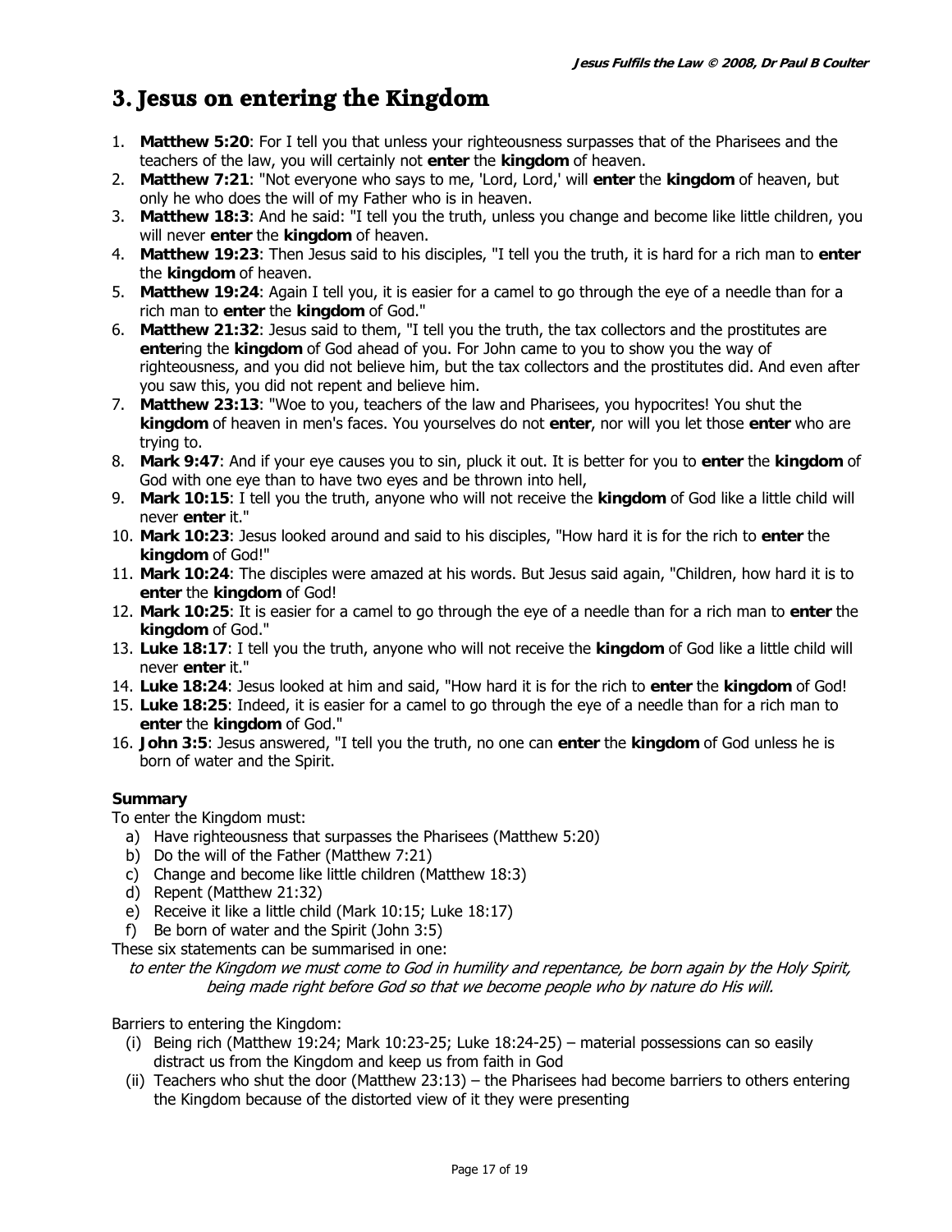# 3. Jesus on entering the Kingdom

1. **Matthew 5:20**: For I tell you that unless your righteousness surpasses that of the Pharisees and the teachers of the law, you will certainly not **enter** the **kingdom** of heaven.
2. **Matthew 7:21**: "Not everyone who says to me, 'Lord, Lord,' will **enter** the **kingdom** of heaven, but only he who does the will of my Father who is in heaven.
3. **Matthew 18:3**: And he said: "I tell you the truth, unless you change and become like little children, you will never **enter** the **kingdom** of heaven.
4. **Matthew 19:23**: Then Jesus said to his disciples, "I tell you the truth, it is hard for a rich man to **enter** the **kingdom** of heaven.
5. **Matthew 19:24**: Again I tell you, it is easier for a camel to go through the eye of a needle than for a rich man to **enter** the **kingdom** of God."
6. **Matthew 21:32**: Jesus said to them, "I tell you the truth, the tax collectors and the prostitutes are **enter**ing the **kingdom** of God ahead of you. For John came to you to show you the way of righteousness, and you did not believe him, but the tax collectors and the prostitutes did. And even after you saw this, you did not repent and believe him.
7. **Matthew 23:13**: "Woe to you, teachers of the law and Pharisees, you hypocrites! You shut the **kingdom** of heaven in men's faces. You yourselves do not **enter**, nor will you let those **enter** who are trying to.
8. **Mark 9:47**: And if your eye causes you to sin, pluck it out. It is better for you to **enter** the **kingdom** of God with one eye than to have two eyes and be thrown into hell,
9. **Mark 10:15**: I tell you the truth, anyone who will not receive the **kingdom** of God like a little child will never **enter** it."
10. **Mark 10:23**: Jesus looked around and said to his disciples, "How hard it is for the rich to **enter** the **kingdom** of God!"
11. **Mark 10:24**: The disciples were amazed at his words. But Jesus said again, "Children, how hard it is to **enter** the **kingdom** of God!
12. **Mark 10:25**: It is easier for a camel to go through the eye of a needle than for a rich man to **enter** the **kingdom** of God."
13. **Luke 18:17**: I tell you the truth, anyone who will not receive the **kingdom** of God like a little child will never **enter** it."
14. **Luke 18:24**: Jesus looked at him and said, "How hard it is for the rich to **enter** the **kingdom** of God!
15. **Luke 18:25**: Indeed, it is easier for a camel to go through the eye of a needle than for a rich man to **enter** the **kingdom** of God."
16. **John 3:5**: Jesus answered, "I tell you the truth, no one can **enter** the **kingdom** of God unless he is born of water and the Spirit.

**Summary**

To enter the Kingdom must:

a) Have righteousness that surpasses the Pharisees (Matthew 5:20)
b) Do the will of the Father (Matthew 7:21)
c) Change and become like little children (Matthew 18:3)
d) Repent (Matthew 21:32)
e) Receive it like a little child (Mark 10:15; Luke 18:17)
f) Be born of water and the Spirit (John 3:5)

These six statements can be summarised in one:

*to enter the Kingdom we must come to God in humility and repentance, be born again by the Holy Spirit, being made right before God so that we become people who by nature do His will.*

Barriers to entering the Kingdom:

(i) Being rich (Matthew 19:24; Mark 10:23-25; Luke 18:24-25) – material possessions can so easily distract us from the Kingdom and keep us from faith in God
(ii) Teachers who shut the door (Matthew 23:13) – the Pharisees had become barriers to others entering the Kingdom because of the distorted view of it they were presenting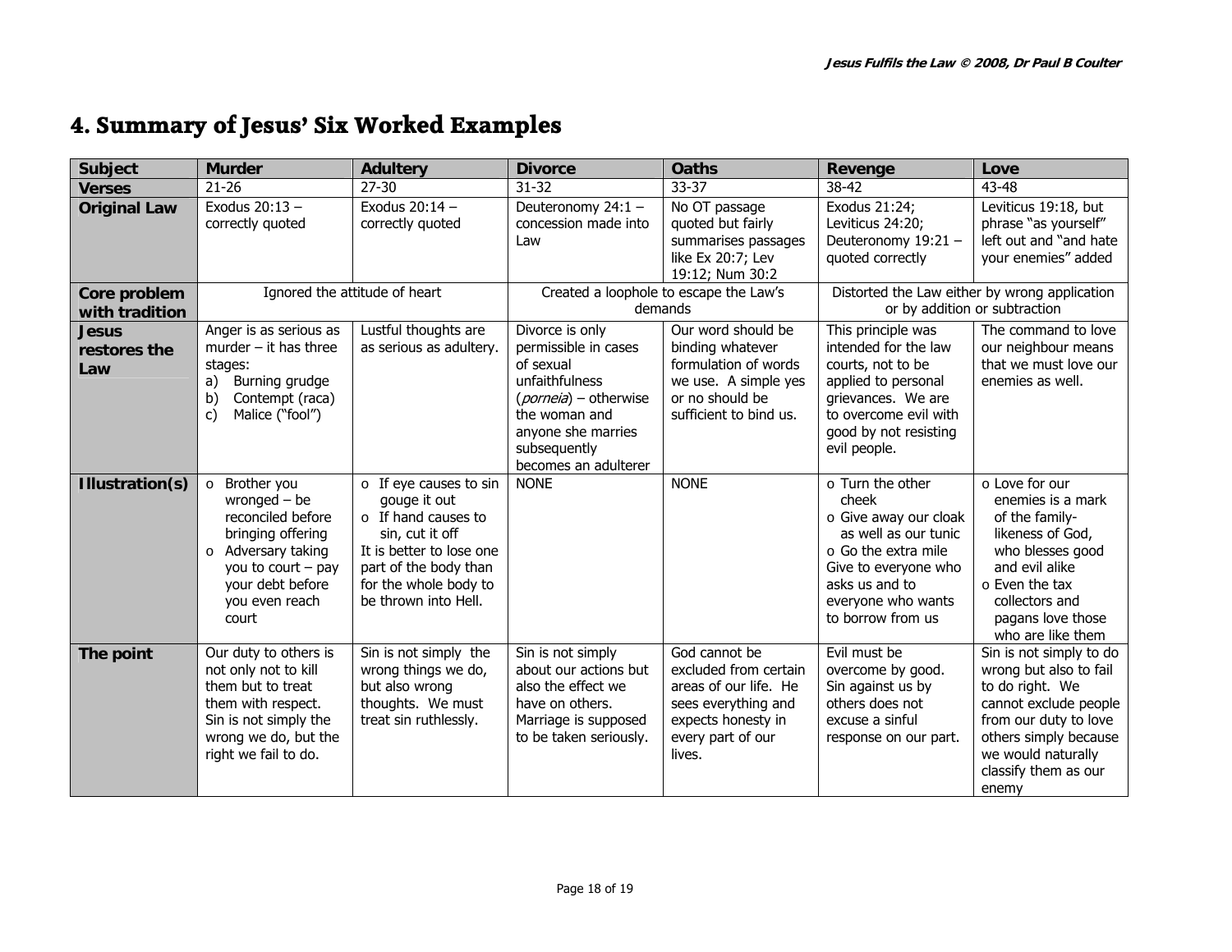# 4. Summary of Jesus' Six Worked Examples

| Subject | Murder | Adultery | Divorce | Oaths | Revenge | Love |
|---|---|---|---|---|---|---|
| **Verses** | 21-26 | 27-30 | 31-32 | 33-37 | 38-42 | 43-48 |
| **Original Law** | Exodus 20:13 – correctly quoted | Exodus 20:14 – correctly quoted | Deuteronomy 24:1 – concession made into Law | No OT passage quoted but fairly summarises passages like Ex 20:7; Lev 19:12; Num 30:2 | Exodus 21:24; Leviticus 24:20; Deuteronomy 19:21 – quoted correctly | Leviticus 19:18, but phrase "as yourself" left out and "and hate your enemies" added |
| **Core problem with tradition** | Ignored the attitude of heart | | Created a loophole to escape the Law's demands | | Distorted the Law either by wrong application or by addition or subtraction | |
| **Jesus restores the Law** | Anger is as serious as murder – it has three stages:<br>a) Burning grudge<br>b) Contempt (raca)<br>c) Malice ("fool") | Lustful thoughts are as serious as adultery. | Divorce is only permissible in cases of sexual unfaithfulness (*porneia*) – otherwise the woman and anyone she marries subsequently becomes an adulterer | Our word should be binding whatever formulation of words we use. A simple yes or no should be sufficient to bind us. | This principle was intended for the law courts, not to be applied to personal grievances. We are to overcome evil with good by not resisting evil people. | The command to love our neighbour means that we must love our enemies as well. |
| **Illustration(s)** | o Brother you wronged – be reconciled before bringing offering<br>o Adversary taking you to court – pay your debt before you even reach court | o If eye causes to sin gouge it out<br>o If hand causes to sin, cut it off<br>It is better to lose one part of the body than for the whole body to be thrown into Hell. | NONE | NONE | o Turn the other cheek<br>o Give away our cloak as well as our tunic<br>o Go the extra mile<br>Give to everyone who asks us and to everyone who wants to borrow from us | o Love for our enemies is a mark of the family-likeness of God, who blesses good and evil alike<br>o Even the tax collectors and pagans love those who are like them |
| **The point** | Our duty to others is not only not to kill them but to treat them with respect. Sin is not simply the wrong we do, but the right we fail to do. | Sin is not simply the wrong things we do, but also wrong thoughts. We must treat sin ruthlessly. | Sin is not simply about our actions but also the effect we have on others. Marriage is supposed to be taken seriously. | God cannot be excluded from certain areas of our life. He sees everything and expects honesty in every part of our lives. | Evil must be overcome by good. Sin against us by others does not excuse a sinful response on our part. | Sin is not simply to do wrong but also to fail to do right. We cannot exclude people from our duty to love others simply because we would naturally classify them as our enemy |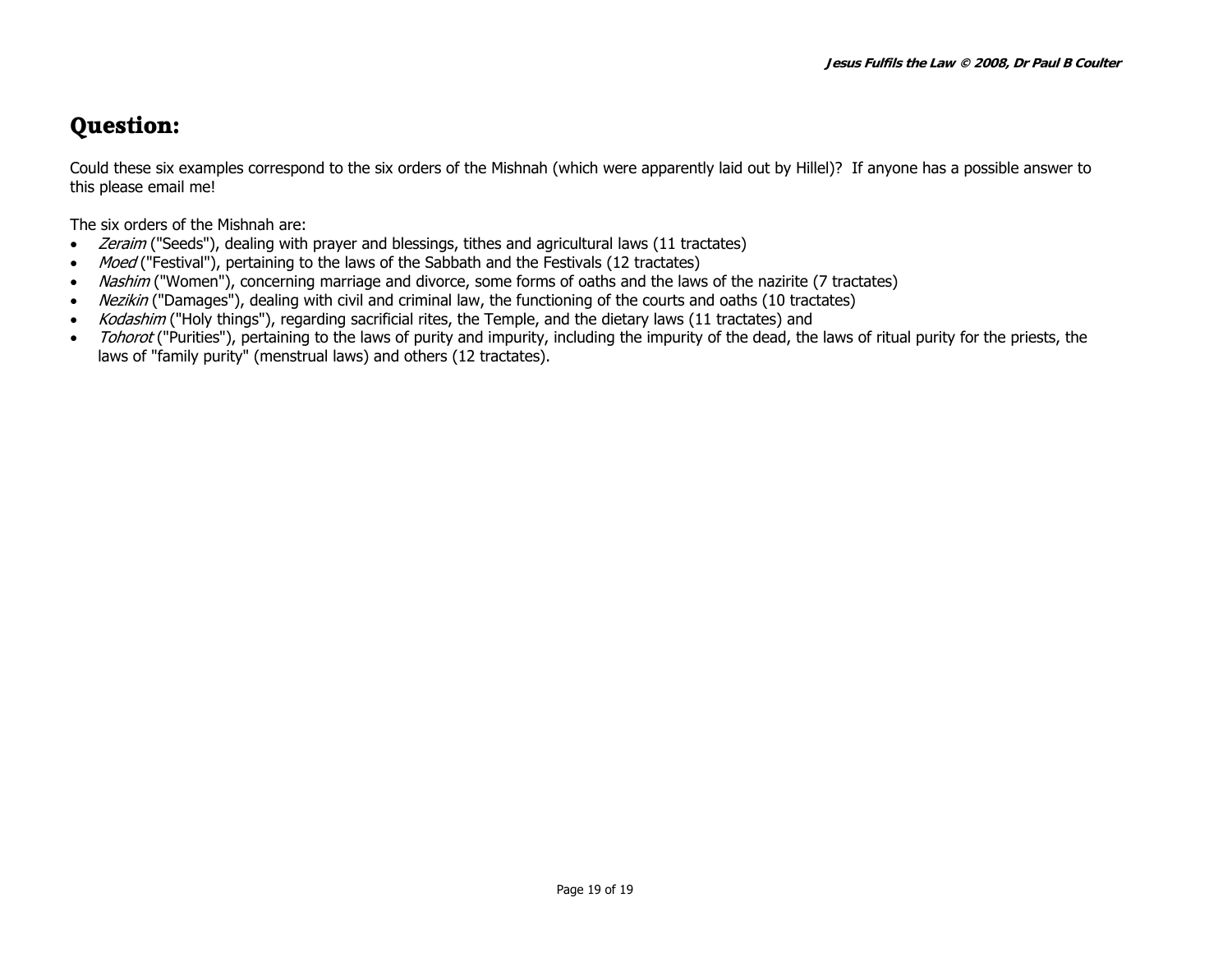# Question:

Could these six examples correspond to the six orders of the Mishnah (which were apparently laid out by Hillel)? If anyone has a possible answer to this please email me!

The six orders of the Mishnah are:

- *Zeraim* ("Seeds"), dealing with prayer and blessings, tithes and agricultural laws (11 tractates)
- *Moed* ("Festival"), pertaining to the laws of the Sabbath and the Festivals (12 tractates)
- *Nashim* ("Women"), concerning marriage and divorce, some forms of oaths and the laws of the nazirite (7 tractates)
- *Nezikin* ("Damages"), dealing with civil and criminal law, the functioning of the courts and oaths (10 tractates)
- *Kodashim* ("Holy things"), regarding sacrificial rites, the Temple, and the dietary laws (11 tractates) and
- *Tohorot* ("Purities"), pertaining to the laws of purity and impurity, including the impurity of the dead, the laws of ritual purity for the priests, the laws of "family purity" (menstrual laws) and others (12 tractates).